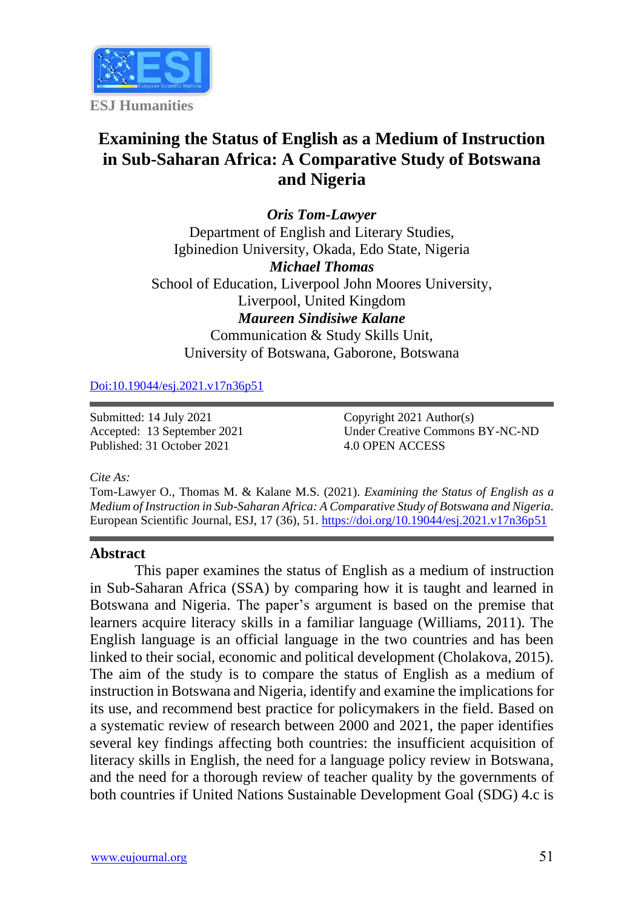ESJ Humanities

# Examining the Status of English as a Medium of Instruction in Sub-Saharan Africa: A Comparative Study of Botswana and Nigeria

***Oris Tom-Lawyer***
Department of English and Literary Studies,
Igbinedion University, Okada, Edo State, Nigeria

***Michael Thomas***
School of Education, Liverpool John Moores University,
Liverpool, United Kingdom

***Maureen Sindisiwe Kalane***
Communication & Study Skills Unit,
University of Botswana, Gaborone, Botswana

Doi:10.19044/esj.2021.v17n36p51

Submitted: 14 July 2021
Accepted: 13 September 2021
Published: 31 October 2021

Copyright 2021 Author(s)
Under Creative Commons BY-NC-ND
4.0 OPEN ACCESS

*Cite As:*
Tom-Lawyer O., Thomas M. & Kalane M.S. (2021). *Examining the Status of English as a Medium of Instruction in Sub-Saharan Africa: A Comparative Study of Botswana and Nigeria*. European Scientific Journal, ESJ, 17 (36), 51. https://doi.org/10.19044/esj.2021.v17n36p51

## Abstract

This paper examines the status of English as a medium of instruction in Sub-Saharan Africa (SSA) by comparing how it is taught and learned in Botswana and Nigeria. The paper's argument is based on the premise that learners acquire literacy skills in a familiar language (Williams, 2011). The English language is an official language in the two countries and has been linked to their social, economic and political development (Cholakova, 2015). The aim of the study is to compare the status of English as a medium of instruction in Botswana and Nigeria, identify and examine the implications for its use, and recommend best practice for policymakers in the field. Based on a systematic review of research between 2000 and 2021, the paper identifies several key findings affecting both countries: the insufficient acquisition of literacy skills in English, the need for a language policy review in Botswana, and the need for a thorough review of teacher quality by the governments of both countries if United Nations Sustainable Development Goal (SDG) 4.c is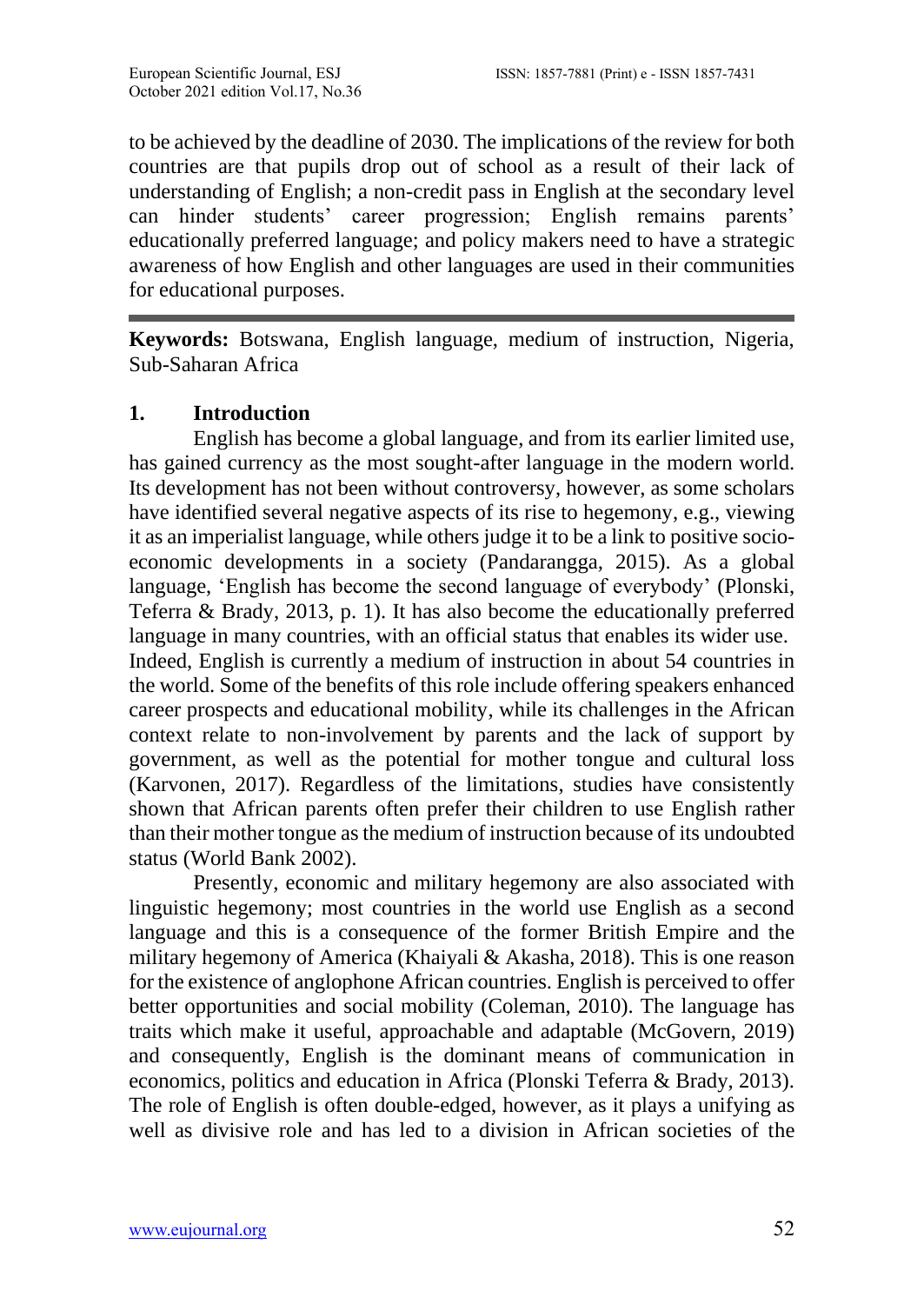to be achieved by the deadline of 2030. The implications of the review for both countries are that pupils drop out of school as a result of their lack of understanding of English; a non-credit pass in English at the secondary level can hinder students' career progression; English remains parents' educationally preferred language; and policy makers need to have a strategic awareness of how English and other languages are used in their communities for educational purposes.

---

**Keywords:** Botswana, English language, medium of instruction, Nigeria, Sub-Saharan Africa

## 1. Introduction

English has become a global language, and from its earlier limited use, has gained currency as the most sought-after language in the modern world. Its development has not been without controversy, however, as some scholars have identified several negative aspects of its rise to hegemony, e.g., viewing it as an imperialist language, while others judge it to be a link to positive socio-economic developments in a society (Pandarangga, 2015). As a global language, 'English has become the second language of everybody' (Plonski, Teferra & Brady, 2013, p. 1). It has also become the educationally preferred language in many countries, with an official status that enables its wider use. Indeed, English is currently a medium of instruction in about 54 countries in the world. Some of the benefits of this role include offering speakers enhanced career prospects and educational mobility, while its challenges in the African context relate to non-involvement by parents and the lack of support by government, as well as the potential for mother tongue and cultural loss (Karvonen, 2017). Regardless of the limitations, studies have consistently shown that African parents often prefer their children to use English rather than their mother tongue as the medium of instruction because of its undoubted status (World Bank 2002).

Presently, economic and military hegemony are also associated with linguistic hegemony; most countries in the world use English as a second language and this is a consequence of the former British Empire and the military hegemony of America (Khaiyali & Akasha, 2018). This is one reason for the existence of anglophone African countries. English is perceived to offer better opportunities and social mobility (Coleman, 2010). The language has traits which make it useful, approachable and adaptable (McGovern, 2019) and consequently, English is the dominant means of communication in economics, politics and education in Africa (Plonski Teferra & Brady, 2013). The role of English is often double-edged, however, as it plays a unifying as well as divisive role and has led to a division in African societies of the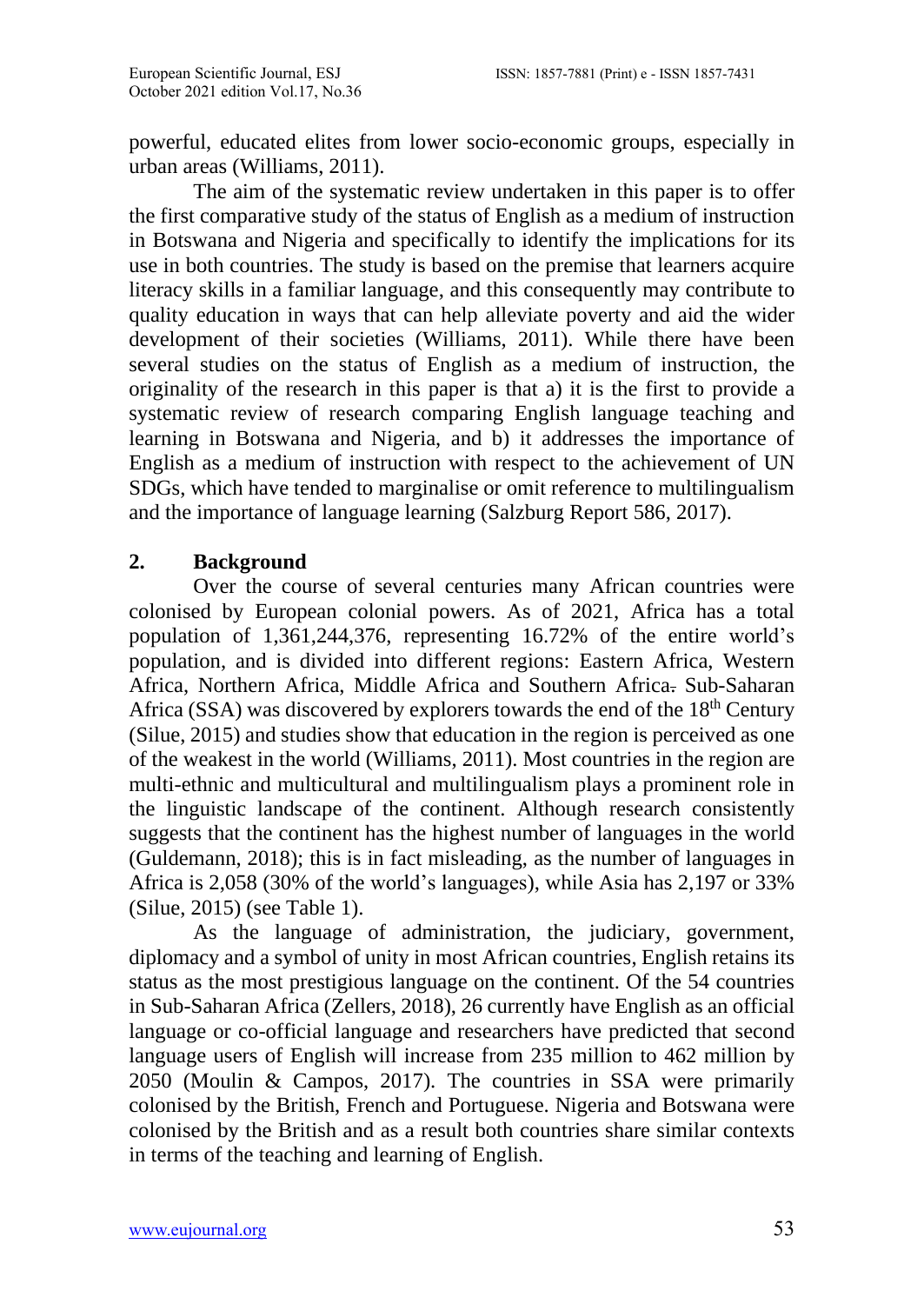powerful, educated elites from lower socio-economic groups, especially in urban areas (Williams, 2011).

The aim of the systematic review undertaken in this paper is to offer the first comparative study of the status of English as a medium of instruction in Botswana and Nigeria and specifically to identify the implications for its use in both countries. The study is based on the premise that learners acquire literacy skills in a familiar language, and this consequently may contribute to quality education in ways that can help alleviate poverty and aid the wider development of their societies (Williams, 2011). While there have been several studies on the status of English as a medium of instruction, the originality of the research in this paper is that a) it is the first to provide a systematic review of research comparing English language teaching and learning in Botswana and Nigeria, and b) it addresses the importance of English as a medium of instruction with respect to the achievement of UN SDGs, which have tended to marginalise or omit reference to multilingualism and the importance of language learning (Salzburg Report 586, 2017).

## 2. Background

Over the course of several centuries many African countries were colonised by European colonial powers. As of 2021, Africa has a total population of 1,361,244,376, representing 16.72% of the entire world's population, and is divided into different regions: Eastern Africa, Western Africa, Northern Africa, Middle Africa and Southern Africa. Sub-Saharan Africa (SSA) was discovered by explorers towards the end of the 18th Century (Silue, 2015) and studies show that education in the region is perceived as one of the weakest in the world (Williams, 2011). Most countries in the region are multi-ethnic and multicultural and multilingualism plays a prominent role in the linguistic landscape of the continent. Although research consistently suggests that the continent has the highest number of languages in the world (Guldemann, 2018); this is in fact misleading, as the number of languages in Africa is 2,058 (30% of the world's languages), while Asia has 2,197 or 33% (Silue, 2015) (see Table 1).

As the language of administration, the judiciary, government, diplomacy and a symbol of unity in most African countries, English retains its status as the most prestigious language on the continent. Of the 54 countries in Sub-Saharan Africa (Zellers, 2018), 26 currently have English as an official language or co-official language and researchers have predicted that second language users of English will increase from 235 million to 462 million by 2050 (Moulin & Campos, 2017). The countries in SSA were primarily colonised by the British, French and Portuguese. Nigeria and Botswana were colonised by the British and as a result both countries share similar contexts in terms of the teaching and learning of English.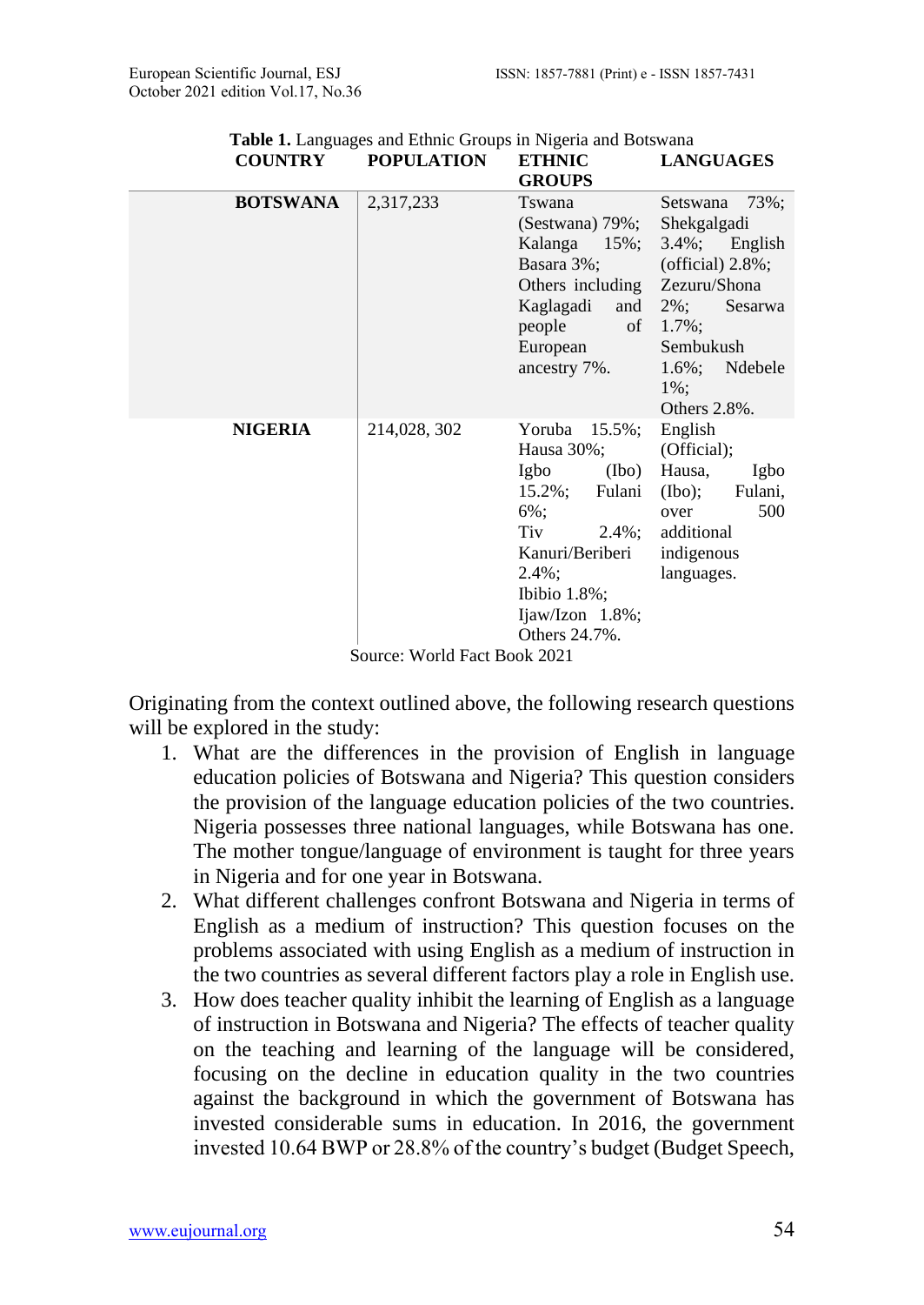**Table 1.** Languages and Ethnic Groups in Nigeria and Botswana

| COUNTRY | POPULATION | ETHNIC GROUPS | LANGUAGES |
|---|---|---|---|
| **BOTSWANA** | 2,317,233 | Tswana (Sestwana) 79%; Kalanga 15%; Basara 3%; Others including Kaglagadi and people of European ancestry 7%. | Setswana 73%; Shekgalgadi 3.4%; English (official) 2.8%; Zezuru/Shona 2%; Sesarwa 1.7%; Sembukush 1.6%; Ndebele 1%; Others 2.8%. |
| **NIGERIA** | 214,028, 302 | Yoruba 15.5%; Hausa 30%; Igbo (Ibo) 15.2%; Fulani 6%; Tiv 2.4%; Kanuri/Beriberi 2.4%; Ibibio 1.8%; Ijaw/Izon 1.8%; Others 24.7%. | English (Official); Hausa, Igbo (Ibo); Fulani, over 500 additional indigenous languages. |

Source: World Fact Book 2021

Originating from the context outlined above, the following research questions will be explored in the study:

1. What are the differences in the provision of English in language education policies of Botswana and Nigeria? This question considers the provision of the language education policies of the two countries. Nigeria possesses three national languages, while Botswana has one. The mother tongue/language of environment is taught for three years in Nigeria and for one year in Botswana.
2. What different challenges confront Botswana and Nigeria in terms of English as a medium of instruction? This question focuses on the problems associated with using English as a medium of instruction in the two countries as several different factors play a role in English use.
3. How does teacher quality inhibit the learning of English as a language of instruction in Botswana and Nigeria? The effects of teacher quality on the teaching and learning of the language will be considered, focusing on the decline in education quality in the two countries against the background in which the government of Botswana has invested considerable sums in education. In 2016, the government invested 10.64 BWP or 28.8% of the country's budget (Budget Speech,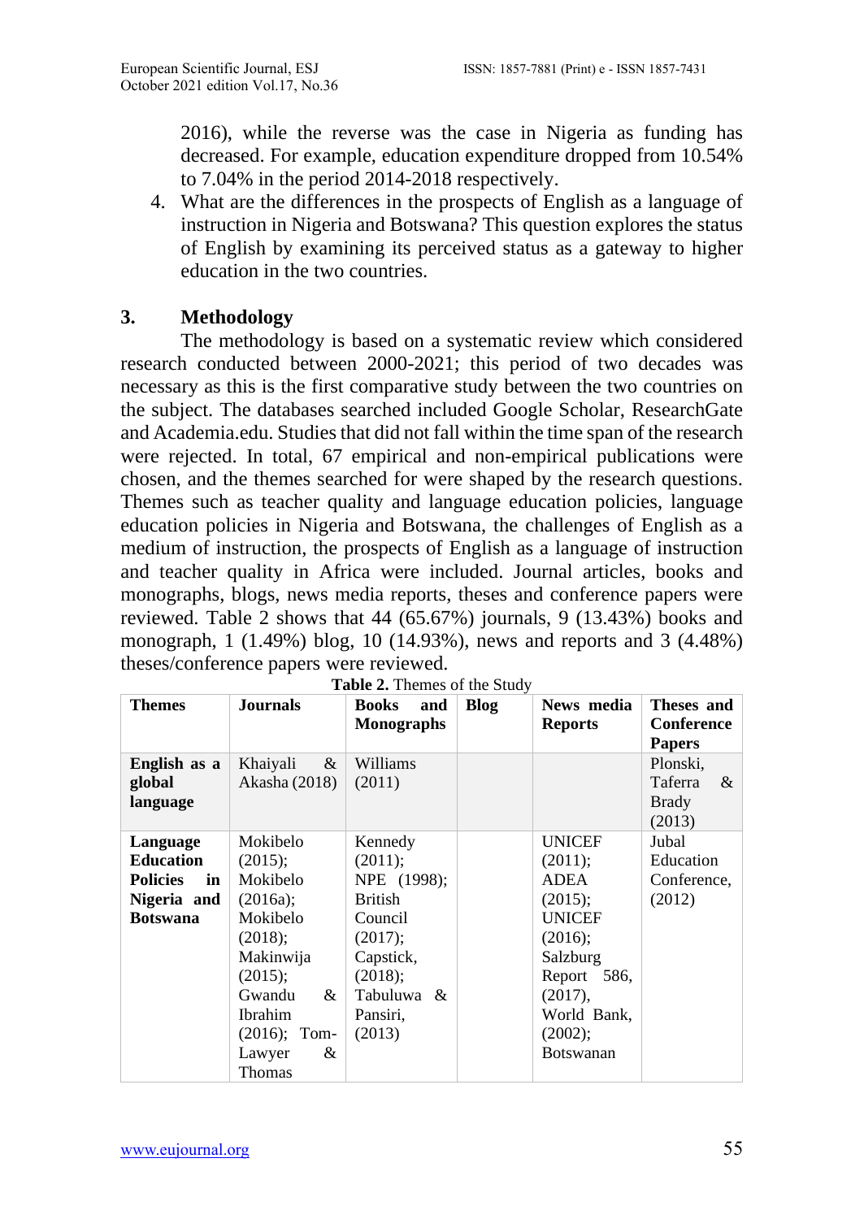2016), while the reverse was the case in Nigeria as funding has decreased. For example, education expenditure dropped from 10.54% to 7.04% in the period 2014-2018 respectively.

4. What are the differences in the prospects of English as a language of instruction in Nigeria and Botswana? This question explores the status of English by examining its perceived status as a gateway to higher education in the two countries.

## 3. Methodology

The methodology is based on a systematic review which considered research conducted between 2000-2021; this period of two decades was necessary as this is the first comparative study between the two countries on the subject. The databases searched included Google Scholar, ResearchGate and Academia.edu. Studies that did not fall within the time span of the research were rejected. In total, 67 empirical and non-empirical publications were chosen, and the themes searched for were shaped by the research questions. Themes such as teacher quality and language education policies, language education policies in Nigeria and Botswana, the challenges of English as a medium of instruction, the prospects of English as a language of instruction and teacher quality in Africa were included. Journal articles, books and monographs, blogs, news media reports, theses and conference papers were reviewed. Table 2 shows that 44 (65.67%) journals, 9 (13.43%) books and monograph, 1 (1.49%) blog, 10 (14.93%), news and reports and 3 (4.48%) theses/conference papers were reviewed.

**Table 2.** Themes of the Study

| Themes | Journals | Books and Monographs | Blog | News media Reports | Theses and Conference Papers |
|---|---|---|---|---|---|
| **English as a global language** | Khaiyali & Akasha (2018) | Williams (2011) | | | Plonski, Taferra & Brady (2013) |
| **Language Education Policies in Nigeria and Botswana** | Mokibelo (2015); Mokibelo (2016a); Mokibelo (2018); Makinwija (2015); Gwandu & Ibrahim (2016); Tom-Lawyer & Thomas | Kennedy (2011); NPE (1998); British Council (2017); Capstick, (2018); Tabuluwa & Pansiri, (2013) | | UNICEF (2011); ADEA (2015); UNICEF (2016); Salzburg Report 586, (2017), World Bank, (2002); Botswanan | Jubal Education Conference, (2012) |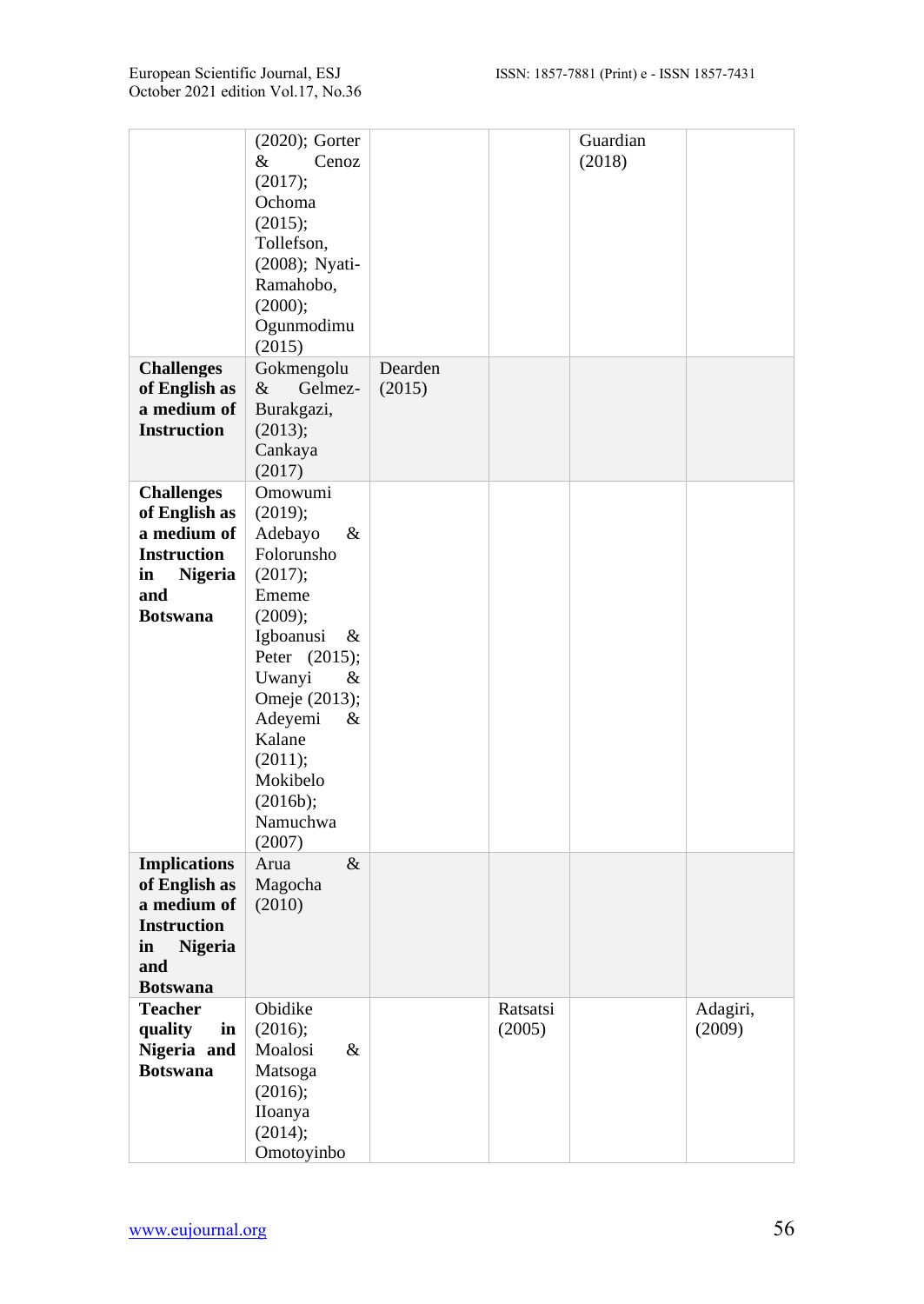| | | | | | |
|---|---|---|---|---|---|
| | (2020); Gorter & Cenoz (2017); Ochoma (2015); Tollefson, (2008); Nyati-Ramahobo, (2000); Ogunmodimu (2015) | | | Guardian (2018) | |
| **Challenges of English as a medium of Instruction** | Gokmengolu & Gelmez-Burakgazi, (2013); Cankaya (2017) | Dearden (2015) | | | |
| **Challenges of English as a medium of Instruction in Nigeria and Botswana** | Omowumi (2019); Adebayo & Folorunsho (2017); Ememe (2009); Igboanusi & Peter (2015); Uwanyi & Omeje (2013); Adeyemi & Kalane (2011); Mokibelo (2016b); Namuchwa (2007) | | | | |
| **Implications of English as a medium of Instruction in Nigeria and Botswana** | Arua & Magocha (2010) | | | | |
| **Teacher quality in Nigeria and Botswana** | Obidike (2016); Moalosi & Matsoga (2016); IIoanya (2014); Omotoyinbo | | Ratsatsi (2005) | | Adagiri, (2009) |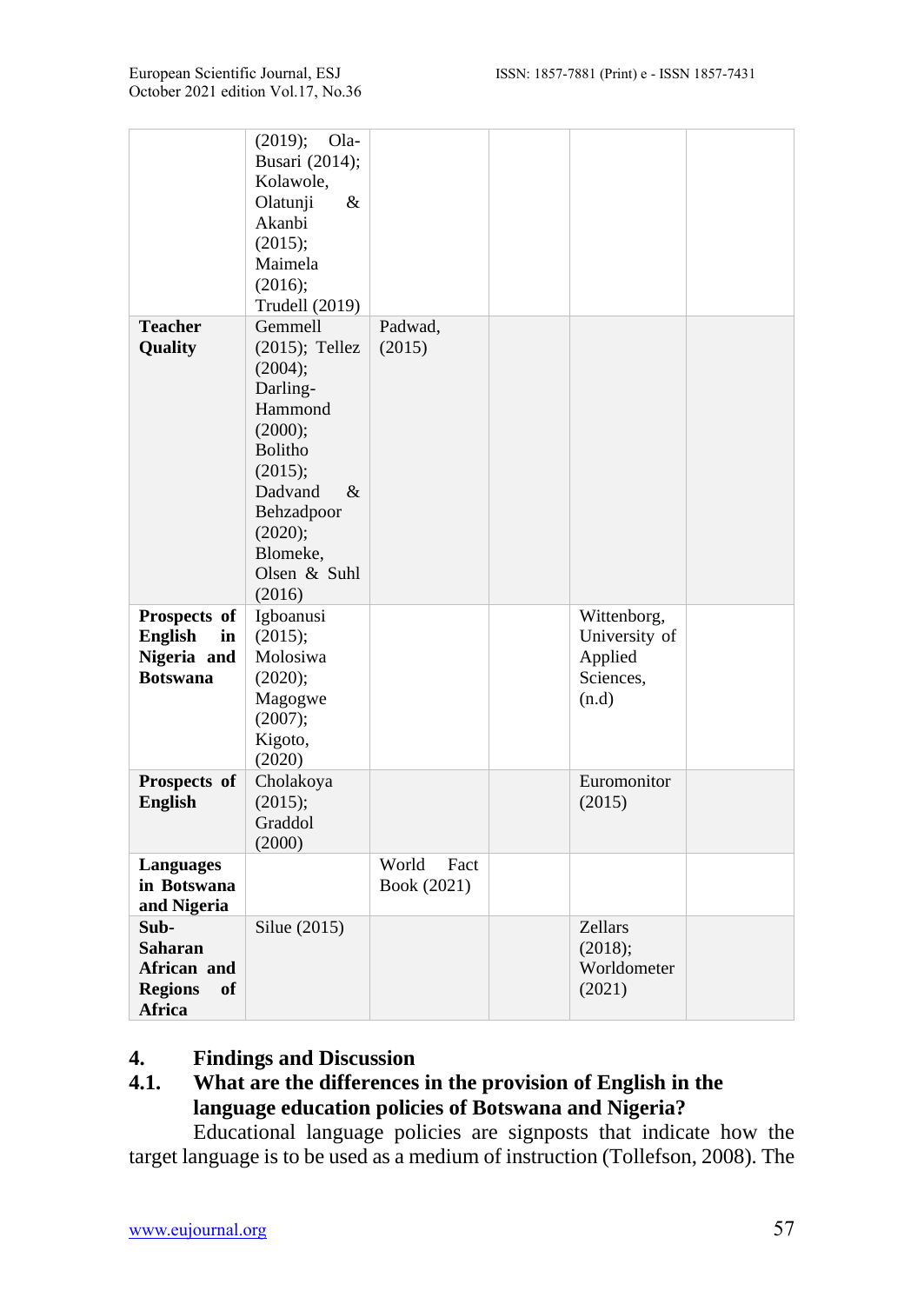| | | | | | |
|---|---|---|---|---|---|
| | (2019); Ola-Busari (2014); Kolawole, Olatunji & Akanbi (2015); Maimela (2016); Trudell (2019) | | | | |
| **Teacher Quality** | Gemmell (2015); Tellez (2004); Darling-Hammond (2000); Bolitho (2015); Dadvand & Behzadpoor (2020); Blomeke, Olsen & Suhl (2016) | Padwad, (2015) | | | |
| **Prospects of English in Nigeria and Botswana** | Igboanusi (2015); Molosiwa (2020); Magogwe (2007); Kigoto, (2020) | | | Wittenborg, University of Applied Sciences, (n.d) | |
| **Prospects of English** | Cholakoya (2015); Graddol (2000) | | | Euromonitor (2015) | |
| **Languages in Botswana and Nigeria** | | World Fact Book (2021) | | | |
| **Sub-Saharan African and Regions of Africa** | Silue (2015) | | | Zellars (2018); Worldometer (2021) | |

## 4. Findings and Discussion

### 4.1. What are the differences in the provision of English in the language education policies of Botswana and Nigeria?

Educational language policies are signposts that indicate how the target language is to be used as a medium of instruction (Tollefson, 2008). The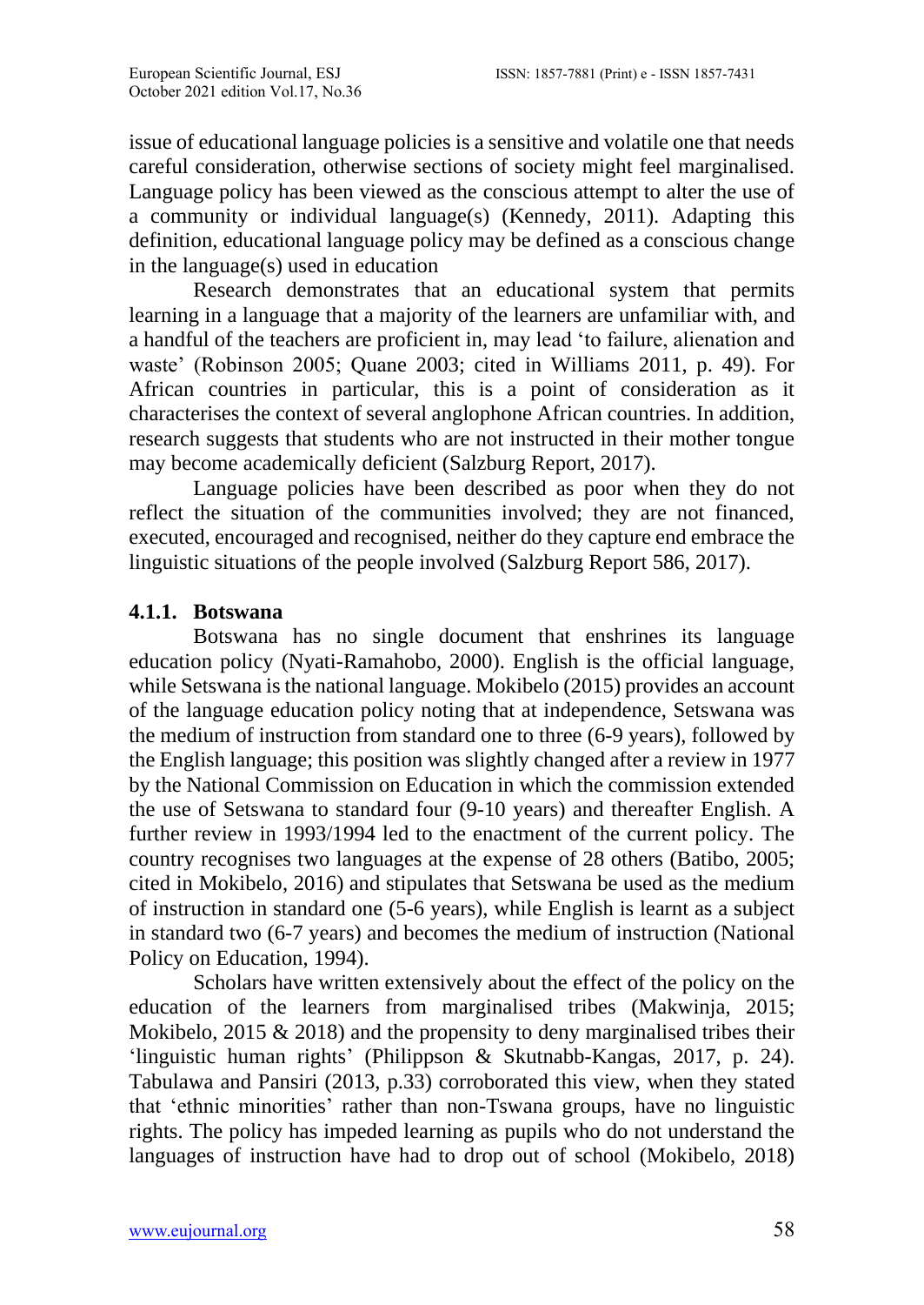issue of educational language policies is a sensitive and volatile one that needs careful consideration, otherwise sections of society might feel marginalised. Language policy has been viewed as the conscious attempt to alter the use of a community or individual language(s) (Kennedy, 2011). Adapting this definition, educational language policy may be defined as a conscious change in the language(s) used in education

Research demonstrates that an educational system that permits learning in a language that a majority of the learners are unfamiliar with, and a handful of the teachers are proficient in, may lead 'to failure, alienation and waste' (Robinson 2005; Quane 2003; cited in Williams 2011, p. 49). For African countries in particular, this is a point of consideration as it characterises the context of several anglophone African countries. In addition, research suggests that students who are not instructed in their mother tongue may become academically deficient (Salzburg Report, 2017).

Language policies have been described as poor when they do not reflect the situation of the communities involved; they are not financed, executed, encouraged and recognised, neither do they capture end embrace the linguistic situations of the people involved (Salzburg Report 586, 2017).

#### 4.1.1. Botswana

Botswana has no single document that enshrines its language education policy (Nyati-Ramahobo, 2000). English is the official language, while Setswana is the national language. Mokibelo (2015) provides an account of the language education policy noting that at independence, Setswana was the medium of instruction from standard one to three (6-9 years), followed by the English language; this position was slightly changed after a review in 1977 by the National Commission on Education in which the commission extended the use of Setswana to standard four (9-10 years) and thereafter English. A further review in 1993/1994 led to the enactment of the current policy. The country recognises two languages at the expense of 28 others (Batibo, 2005; cited in Mokibelo, 2016) and stipulates that Setswana be used as the medium of instruction in standard one (5-6 years), while English is learnt as a subject in standard two (6-7 years) and becomes the medium of instruction (National Policy on Education, 1994).

Scholars have written extensively about the effect of the policy on the education of the learners from marginalised tribes (Makwinja, 2015; Mokibelo, 2015 & 2018) and the propensity to deny marginalised tribes their 'linguistic human rights' (Philippson & Skutnabb-Kangas, 2017, p. 24). Tabulawa and Pansiri (2013, p.33) corroborated this view, when they stated that 'ethnic minorities' rather than non-Tswana groups, have no linguistic rights. The policy has impeded learning as pupils who do not understand the languages of instruction have had to drop out of school (Mokibelo, 2018)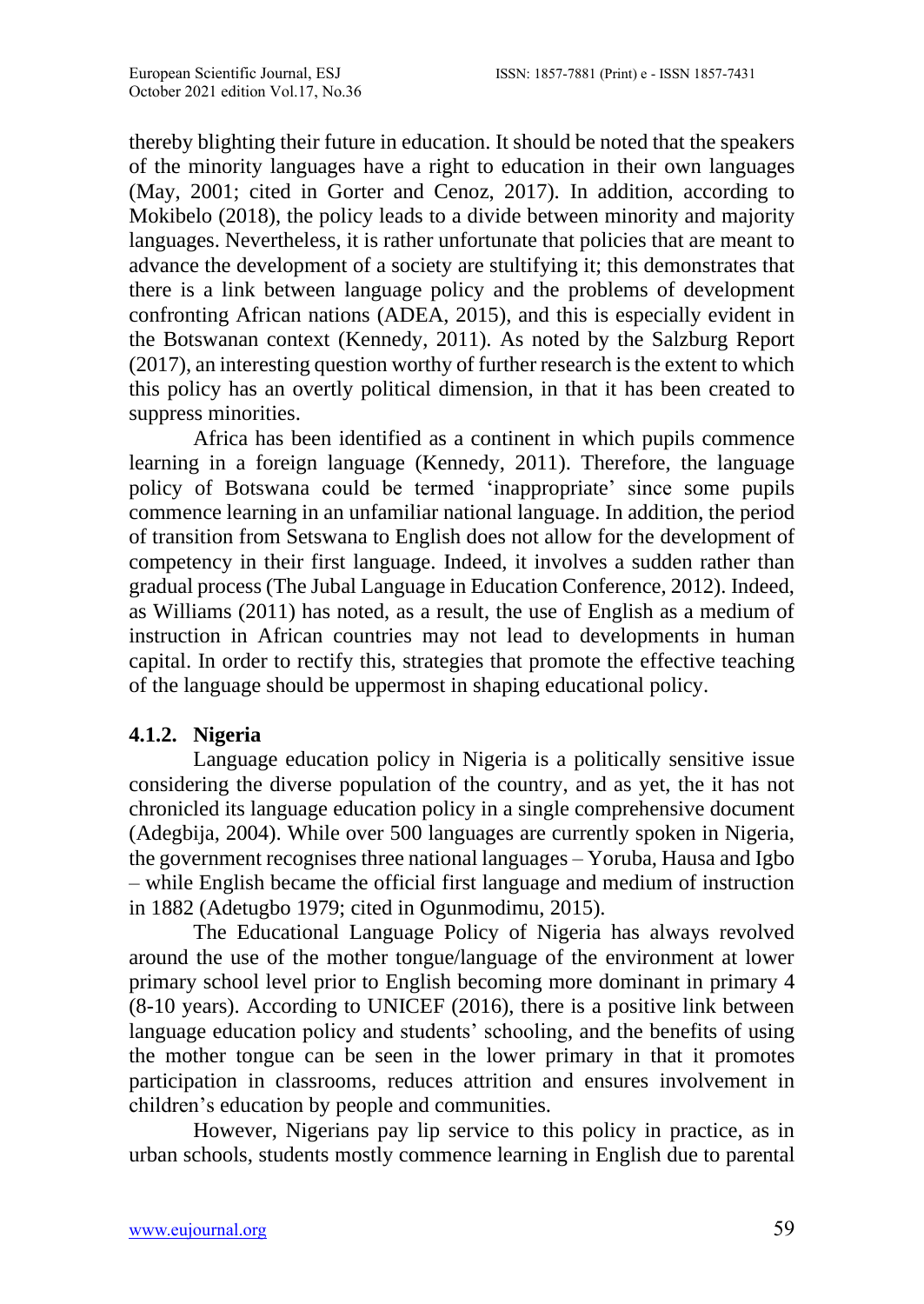thereby blighting their future in education. It should be noted that the speakers of the minority languages have a right to education in their own languages (May, 2001; cited in Gorter and Cenoz, 2017). In addition, according to Mokibelo (2018), the policy leads to a divide between minority and majority languages. Nevertheless, it is rather unfortunate that policies that are meant to advance the development of a society are stultifying it; this demonstrates that there is a link between language policy and the problems of development confronting African nations (ADEA, 2015), and this is especially evident in the Botswanan context (Kennedy, 2011). As noted by the Salzburg Report (2017), an interesting question worthy of further research is the extent to which this policy has an overtly political dimension, in that it has been created to suppress minorities.

Africa has been identified as a continent in which pupils commence learning in a foreign language (Kennedy, 2011). Therefore, the language policy of Botswana could be termed 'inappropriate' since some pupils commence learning in an unfamiliar national language. In addition, the period of transition from Setswana to English does not allow for the development of competency in their first language. Indeed, it involves a sudden rather than gradual process (The Jubal Language in Education Conference, 2012). Indeed, as Williams (2011) has noted, as a result, the use of English as a medium of instruction in African countries may not lead to developments in human capital. In order to rectify this, strategies that promote the effective teaching of the language should be uppermost in shaping educational policy.

#### 4.1.2. Nigeria

Language education policy in Nigeria is a politically sensitive issue considering the diverse population of the country, and as yet, the it has not chronicled its language education policy in a single comprehensive document (Adegbija, 2004). While over 500 languages are currently spoken in Nigeria, the government recognises three national languages – Yoruba, Hausa and Igbo – while English became the official first language and medium of instruction in 1882 (Adetugbo 1979; cited in Ogunmodimu, 2015).

The Educational Language Policy of Nigeria has always revolved around the use of the mother tongue/language of the environment at lower primary school level prior to English becoming more dominant in primary 4 (8-10 years). According to UNICEF (2016), there is a positive link between language education policy and students' schooling, and the benefits of using the mother tongue can be seen in the lower primary in that it promotes participation in classrooms, reduces attrition and ensures involvement in children's education by people and communities.

However, Nigerians pay lip service to this policy in practice, as in urban schools, students mostly commence learning in English due to parental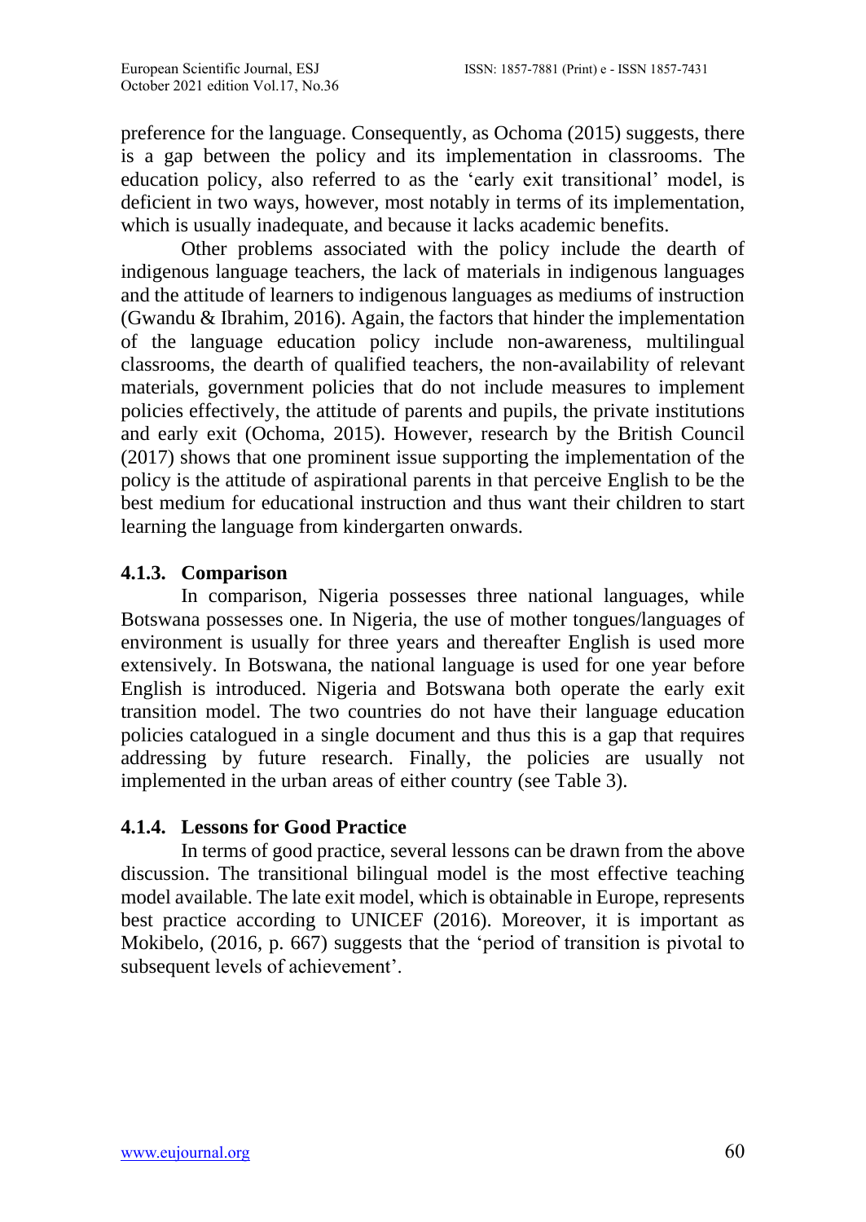preference for the language. Consequently, as Ochoma (2015) suggests, there is a gap between the policy and its implementation in classrooms. The education policy, also referred to as the 'early exit transitional' model, is deficient in two ways, however, most notably in terms of its implementation, which is usually inadequate, and because it lacks academic benefits.

Other problems associated with the policy include the dearth of indigenous language teachers, the lack of materials in indigenous languages and the attitude of learners to indigenous languages as mediums of instruction (Gwandu & Ibrahim, 2016). Again, the factors that hinder the implementation of the language education policy include non-awareness, multilingual classrooms, the dearth of qualified teachers, the non-availability of relevant materials, government policies that do not include measures to implement policies effectively, the attitude of parents and pupils, the private institutions and early exit (Ochoma, 2015). However, research by the British Council (2017) shows that one prominent issue supporting the implementation of the policy is the attitude of aspirational parents in that perceive English to be the best medium for educational instruction and thus want their children to start learning the language from kindergarten onwards.

### 4.1.3. Comparison

In comparison, Nigeria possesses three national languages, while Botswana possesses one. In Nigeria, the use of mother tongues/languages of environment is usually for three years and thereafter English is used more extensively. In Botswana, the national language is used for one year before English is introduced. Nigeria and Botswana both operate the early exit transition model. The two countries do not have their language education policies catalogued in a single document and thus this is a gap that requires addressing by future research. Finally, the policies are usually not implemented in the urban areas of either country (see Table 3).

### 4.1.4. Lessons for Good Practice

In terms of good practice, several lessons can be drawn from the above discussion. The transitional bilingual model is the most effective teaching model available. The late exit model, which is obtainable in Europe, represents best practice according to UNICEF (2016). Moreover, it is important as Mokibelo, (2016, p. 667) suggests that the 'period of transition is pivotal to subsequent levels of achievement'.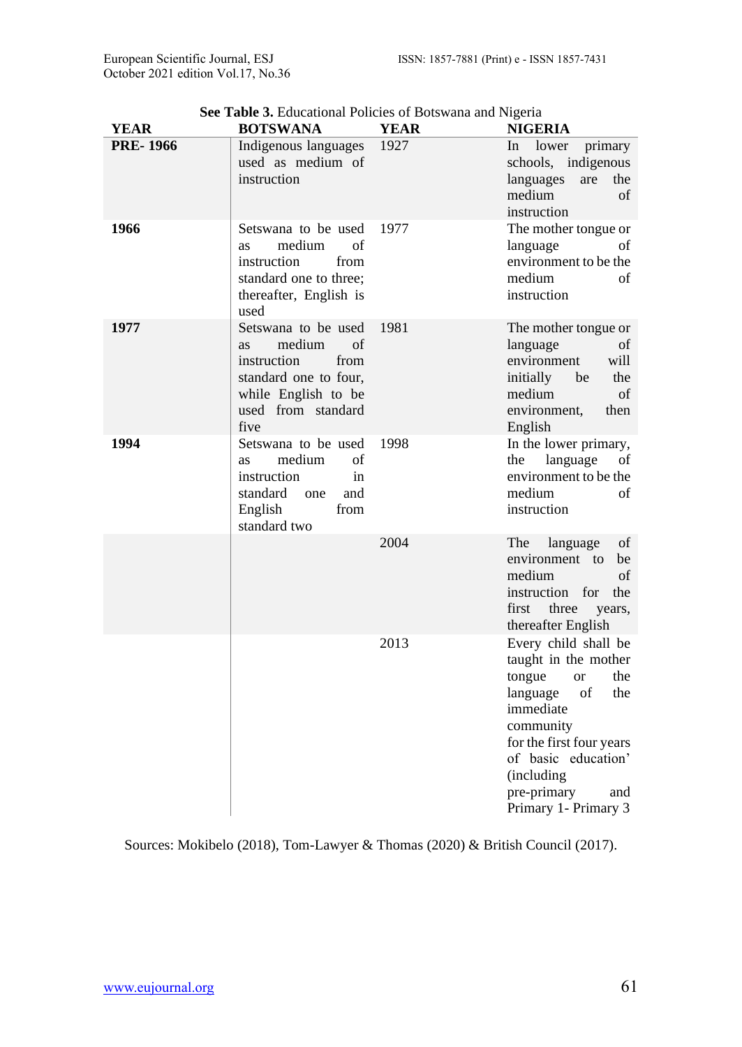**See Table 3.** Educational Policies of Botswana and Nigeria

| YEAR | BOTSWANA | YEAR | NIGERIA |
|---|---|---|---|
| **PRE- 1966** | Indigenous languages used as medium of instruction | 1927 | In lower primary schools, indigenous languages are the medium of instruction |
| **1966** | Setswana to be used as medium of instruction from standard one to three; thereafter, English is used | 1977 | The mother tongue or language of environment to be the medium of instruction |
| **1977** | Setswana to be used as medium of instruction from standard one to four, while English to be used from standard five | 1981 | The mother tongue or language of environment will initially be the medium of environment, then English |
| **1994** | Setswana to be used as medium of instruction in standard one and English from standard two | 1998 | In the lower primary, the language of environment to be the medium of instruction |
| | | 2004 | The language of environment to be medium of instruction for the first three years, thereafter English |
| | | 2013 | Every child shall be taught in the mother tongue or the language of the immediate community for the first four years of basic education' (including pre-primary and Primary 1- Primary 3 |

Sources: Mokibelo (2018), Tom-Lawyer & Thomas (2020) & British Council (2017).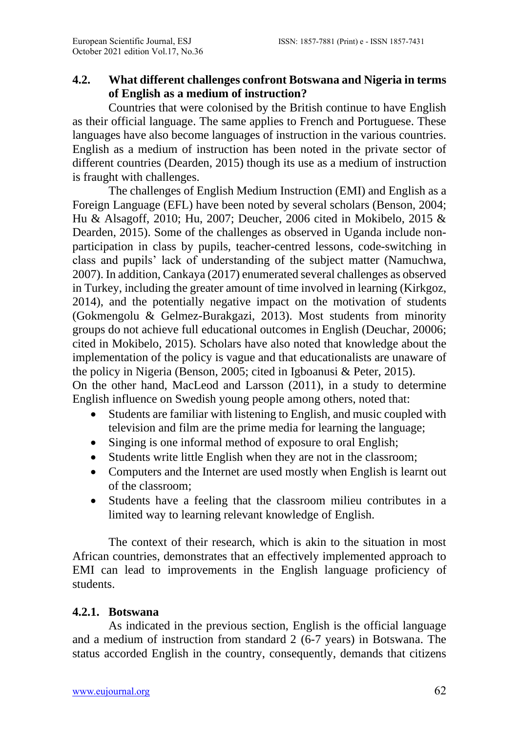### 4.2. What different challenges confront Botswana and Nigeria in terms of English as a medium of instruction?

Countries that were colonised by the British continue to have English as their official language. The same applies to French and Portuguese. These languages have also become languages of instruction in the various countries. English as a medium of instruction has been noted in the private sector of different countries (Dearden, 2015) though its use as a medium of instruction is fraught with challenges.

The challenges of English Medium Instruction (EMI) and English as a Foreign Language (EFL) have been noted by several scholars (Benson, 2004; Hu & Alsagoff, 2010; Hu, 2007; Deucher, 2006 cited in Mokibelo, 2015 & Dearden, 2015). Some of the challenges as observed in Uganda include non-participation in class by pupils, teacher-centred lessons, code-switching in class and pupils' lack of understanding of the subject matter (Namuchwa, 2007). In addition, Cankaya (2017) enumerated several challenges as observed in Turkey, including the greater amount of time involved in learning (Kirkgoz, 2014), and the potentially negative impact on the motivation of students (Gokmengolu & Gelmez-Burakgazi, 2013). Most students from minority groups do not achieve full educational outcomes in English (Deuchar, 20006; cited in Mokibelo, 2015). Scholars have also noted that knowledge about the implementation of the policy is vague and that educationalists are unaware of the policy in Nigeria (Benson, 2005; cited in Igboanusi & Peter, 2015).

On the other hand, MacLeod and Larsson (2011), in a study to determine English influence on Swedish young people among others, noted that:

- Students are familiar with listening to English, and music coupled with television and film are the prime media for learning the language;
- Singing is one informal method of exposure to oral English;
- Students write little English when they are not in the classroom;
- Computers and the Internet are used mostly when English is learnt out of the classroom;
- Students have a feeling that the classroom milieu contributes in a limited way to learning relevant knowledge of English.

The context of their research, which is akin to the situation in most African countries, demonstrates that an effectively implemented approach to EMI can lead to improvements in the English language proficiency of students.

#### 4.2.1. Botswana

As indicated in the previous section, English is the official language and a medium of instruction from standard 2 (6-7 years) in Botswana. The status accorded English in the country, consequently, demands that citizens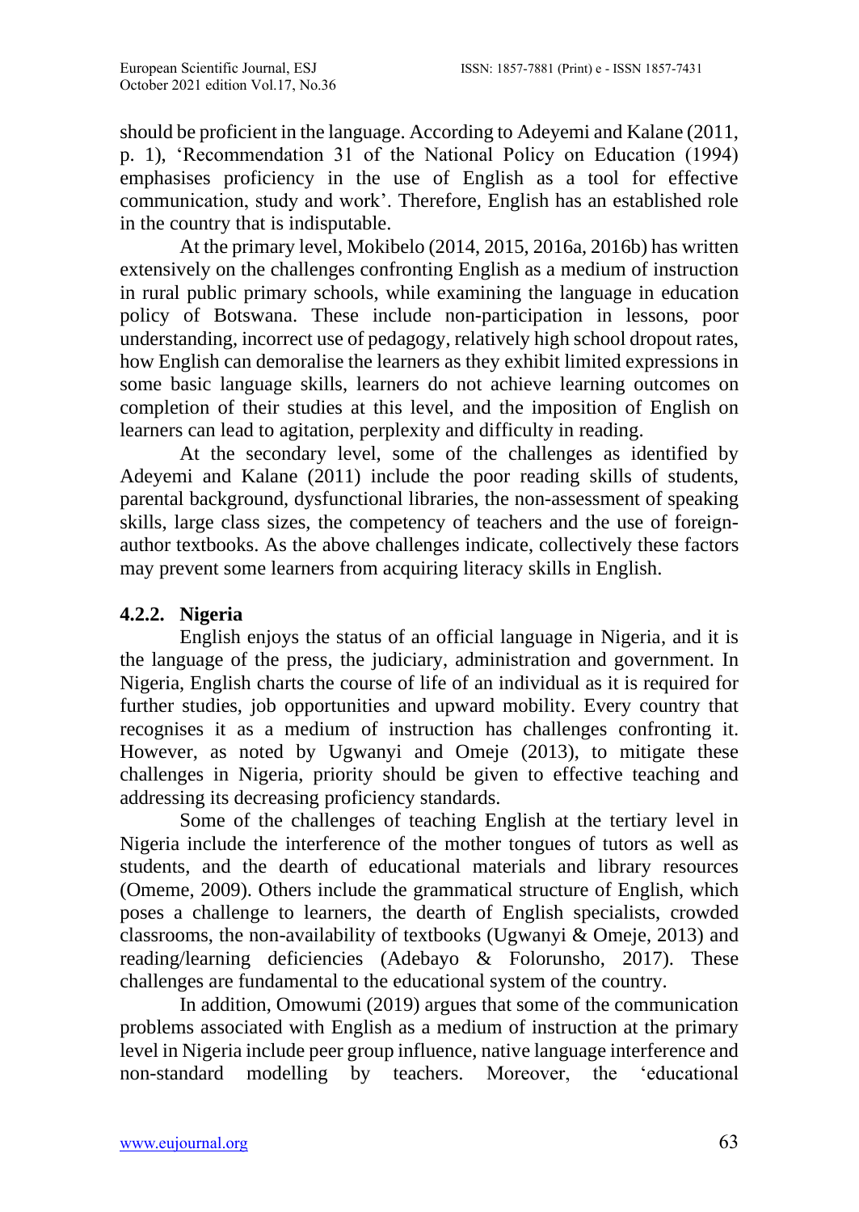should be proficient in the language. According to Adeyemi and Kalane (2011, p. 1), 'Recommendation 31 of the National Policy on Education (1994) emphasises proficiency in the use of English as a tool for effective communication, study and work'. Therefore, English has an established role in the country that is indisputable.

At the primary level, Mokibelo (2014, 2015, 2016a, 2016b) has written extensively on the challenges confronting English as a medium of instruction in rural public primary schools, while examining the language in education policy of Botswana. These include non-participation in lessons, poor understanding, incorrect use of pedagogy, relatively high school dropout rates, how English can demoralise the learners as they exhibit limited expressions in some basic language skills, learners do not achieve learning outcomes on completion of their studies at this level, and the imposition of English on learners can lead to agitation, perplexity and difficulty in reading.

At the secondary level, some of the challenges as identified by Adeyemi and Kalane (2011) include the poor reading skills of students, parental background, dysfunctional libraries, the non-assessment of speaking skills, large class sizes, the competency of teachers and the use of foreign-author textbooks. As the above challenges indicate, collectively these factors may prevent some learners from acquiring literacy skills in English.

### 4.2.2. Nigeria

English enjoys the status of an official language in Nigeria, and it is the language of the press, the judiciary, administration and government. In Nigeria, English charts the course of life of an individual as it is required for further studies, job opportunities and upward mobility. Every country that recognises it as a medium of instruction has challenges confronting it. However, as noted by Ugwanyi and Omeje (2013), to mitigate these challenges in Nigeria, priority should be given to effective teaching and addressing its decreasing proficiency standards.

Some of the challenges of teaching English at the tertiary level in Nigeria include the interference of the mother tongues of tutors as well as students, and the dearth of educational materials and library resources (Omeme, 2009). Others include the grammatical structure of English, which poses a challenge to learners, the dearth of English specialists, crowded classrooms, the non-availability of textbooks (Ugwanyi & Omeje, 2013) and reading/learning deficiencies (Adebayo & Folorunsho, 2017). These challenges are fundamental to the educational system of the country.

In addition, Omowumi (2019) argues that some of the communication problems associated with English as a medium of instruction at the primary level in Nigeria include peer group influence, native language interference and non-standard modelling by teachers. Moreover, the 'educational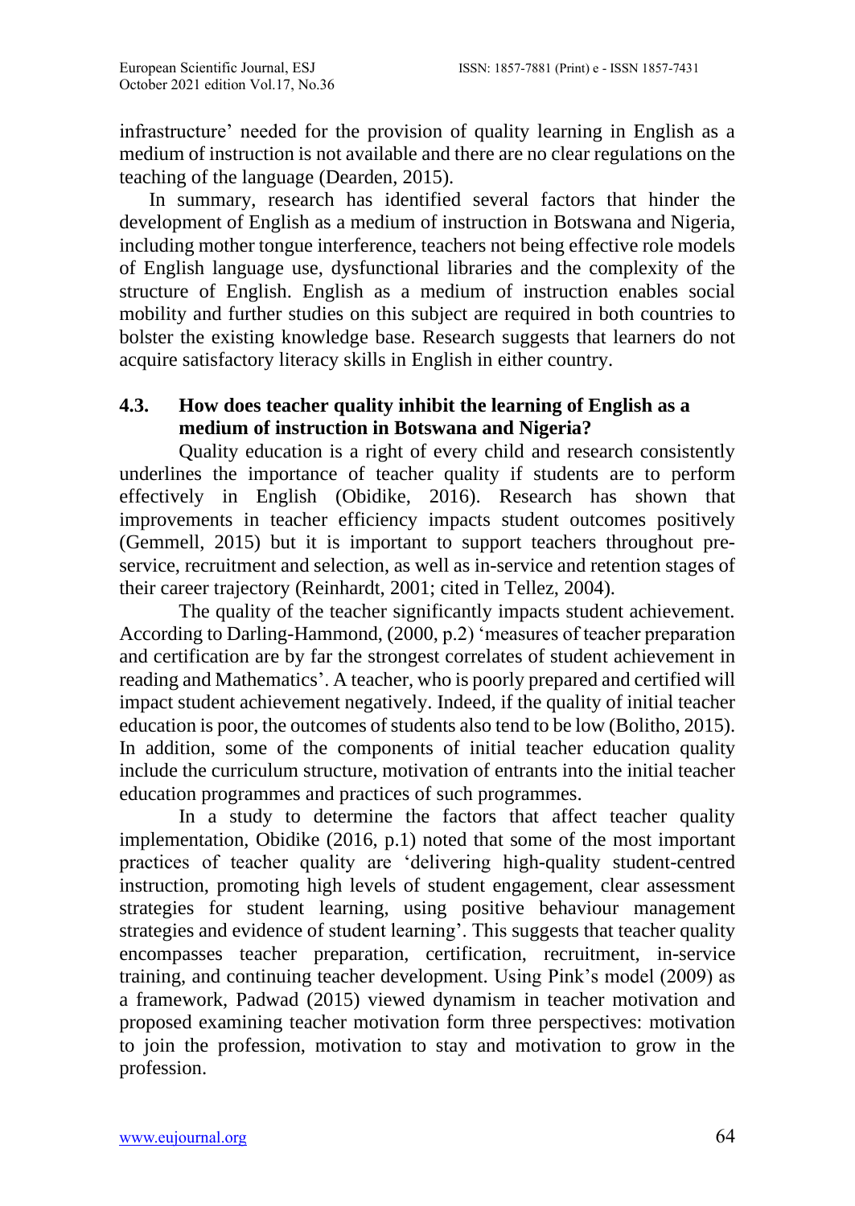infrastructure' needed for the provision of quality learning in English as a medium of instruction is not available and there are no clear regulations on the teaching of the language (Dearden, 2015).

In summary, research has identified several factors that hinder the development of English as a medium of instruction in Botswana and Nigeria, including mother tongue interference, teachers not being effective role models of English language use, dysfunctional libraries and the complexity of the structure of English. English as a medium of instruction enables social mobility and further studies on this subject are required in both countries to bolster the existing knowledge base. Research suggests that learners do not acquire satisfactory literacy skills in English in either country.

### 4.3. How does teacher quality inhibit the learning of English as a medium of instruction in Botswana and Nigeria?

Quality education is a right of every child and research consistently underlines the importance of teacher quality if students are to perform effectively in English (Obidike, 2016). Research has shown that improvements in teacher efficiency impacts student outcomes positively (Gemmell, 2015) but it is important to support teachers throughout pre-service, recruitment and selection, as well as in-service and retention stages of their career trajectory (Reinhardt, 2001; cited in Tellez, 2004).

The quality of the teacher significantly impacts student achievement. According to Darling-Hammond, (2000, p.2) 'measures of teacher preparation and certification are by far the strongest correlates of student achievement in reading and Mathematics'. A teacher, who is poorly prepared and certified will impact student achievement negatively. Indeed, if the quality of initial teacher education is poor, the outcomes of students also tend to be low (Bolitho, 2015). In addition, some of the components of initial teacher education quality include the curriculum structure, motivation of entrants into the initial teacher education programmes and practices of such programmes.

In a study to determine the factors that affect teacher quality implementation, Obidike (2016, p.1) noted that some of the most important practices of teacher quality are 'delivering high-quality student-centred instruction, promoting high levels of student engagement, clear assessment strategies for student learning, using positive behaviour management strategies and evidence of student learning'. This suggests that teacher quality encompasses teacher preparation, certification, recruitment, in-service training, and continuing teacher development. Using Pink's model (2009) as a framework, Padwad (2015) viewed dynamism in teacher motivation and proposed examining teacher motivation form three perspectives: motivation to join the profession, motivation to stay and motivation to grow in the profession.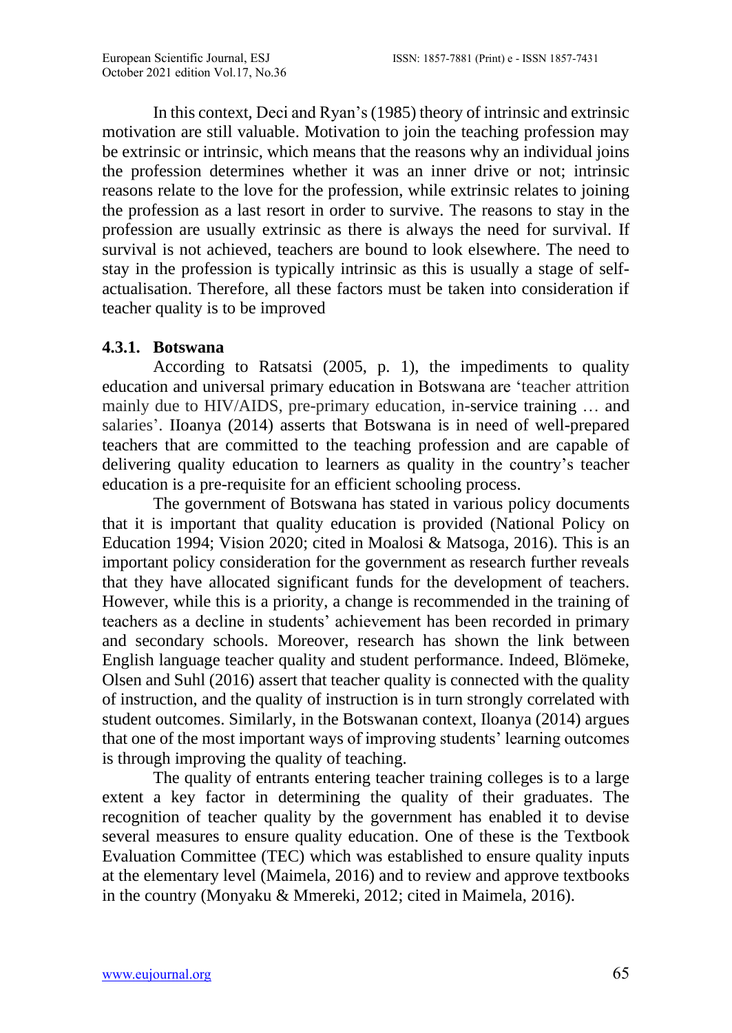In this context, Deci and Ryan's (1985) theory of intrinsic and extrinsic motivation are still valuable. Motivation to join the teaching profession may be extrinsic or intrinsic, which means that the reasons why an individual joins the profession determines whether it was an inner drive or not; intrinsic reasons relate to the love for the profession, while extrinsic relates to joining the profession as a last resort in order to survive. The reasons to stay in the profession are usually extrinsic as there is always the need for survival. If survival is not achieved, teachers are bound to look elsewhere. The need to stay in the profession is typically intrinsic as this is usually a stage of self-actualisation. Therefore, all these factors must be taken into consideration if teacher quality is to be improved

### 4.3.1. Botswana

According to Ratsatsi (2005, p. 1), the impediments to quality education and universal primary education in Botswana are 'teacher attrition mainly due to HIV/AIDS, pre-primary education, in-service training … and salaries'. IIoanya (2014) asserts that Botswana is in need of well-prepared teachers that are committed to the teaching profession and are capable of delivering quality education to learners as quality in the country's teacher education is a pre-requisite for an efficient schooling process.

The government of Botswana has stated in various policy documents that it is important that quality education is provided (National Policy on Education 1994; Vision 2020; cited in Moalosi & Matsoga, 2016). This is an important policy consideration for the government as research further reveals that they have allocated significant funds for the development of teachers. However, while this is a priority, a change is recommended in the training of teachers as a decline in students' achievement has been recorded in primary and secondary schools. Moreover, research has shown the link between English language teacher quality and student performance. Indeed, Blömeke, Olsen and Suhl (2016) assert that teacher quality is connected with the quality of instruction, and the quality of instruction is in turn strongly correlated with student outcomes. Similarly, in the Botswanan context, Iloanya (2014) argues that one of the most important ways of improving students' learning outcomes is through improving the quality of teaching.

The quality of entrants entering teacher training colleges is to a large extent a key factor in determining the quality of their graduates. The recognition of teacher quality by the government has enabled it to devise several measures to ensure quality education. One of these is the Textbook Evaluation Committee (TEC) which was established to ensure quality inputs at the elementary level (Maimela, 2016) and to review and approve textbooks in the country (Monyaku & Mmereki, 2012; cited in Maimela, 2016).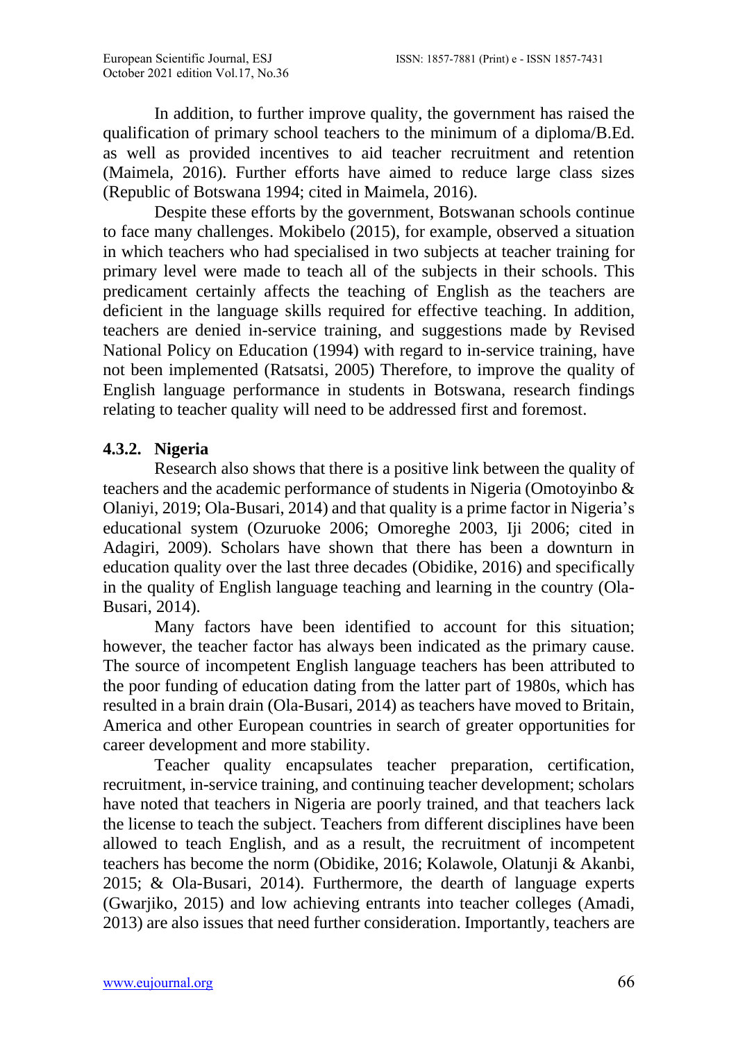In addition, to further improve quality, the government has raised the qualification of primary school teachers to the minimum of a diploma/B.Ed. as well as provided incentives to aid teacher recruitment and retention (Maimela, 2016). Further efforts have aimed to reduce large class sizes (Republic of Botswana 1994; cited in Maimela, 2016).

Despite these efforts by the government, Botswanan schools continue to face many challenges. Mokibelo (2015), for example, observed a situation in which teachers who had specialised in two subjects at teacher training for primary level were made to teach all of the subjects in their schools. This predicament certainly affects the teaching of English as the teachers are deficient in the language skills required for effective teaching. In addition, teachers are denied in-service training, and suggestions made by Revised National Policy on Education (1994) with regard to in-service training, have not been implemented (Ratsatsi, 2005) Therefore, to improve the quality of English language performance in students in Botswana, research findings relating to teacher quality will need to be addressed first and foremost.

### 4.3.2. Nigeria

Research also shows that there is a positive link between the quality of teachers and the academic performance of students in Nigeria (Omotoyinbo & Olaniyi, 2019; Ola-Busari, 2014) and that quality is a prime factor in Nigeria's educational system (Ozuruoke 2006; Omoreghe 2003, Iji 2006; cited in Adagiri, 2009). Scholars have shown that there has been a downturn in education quality over the last three decades (Obidike, 2016) and specifically in the quality of English language teaching and learning in the country (Ola-Busari, 2014).

Many factors have been identified to account for this situation; however, the teacher factor has always been indicated as the primary cause. The source of incompetent English language teachers has been attributed to the poor funding of education dating from the latter part of 1980s, which has resulted in a brain drain (Ola-Busari, 2014) as teachers have moved to Britain, America and other European countries in search of greater opportunities for career development and more stability.

Teacher quality encapsulates teacher preparation, certification, recruitment, in-service training, and continuing teacher development; scholars have noted that teachers in Nigeria are poorly trained, and that teachers lack the license to teach the subject. Teachers from different disciplines have been allowed to teach English, and as a result, the recruitment of incompetent teachers has become the norm (Obidike, 2016; Kolawole, Olatunji & Akanbi, 2015; & Ola-Busari, 2014). Furthermore, the dearth of language experts (Gwarjiko, 2015) and low achieving entrants into teacher colleges (Amadi, 2013) are also issues that need further consideration. Importantly, teachers are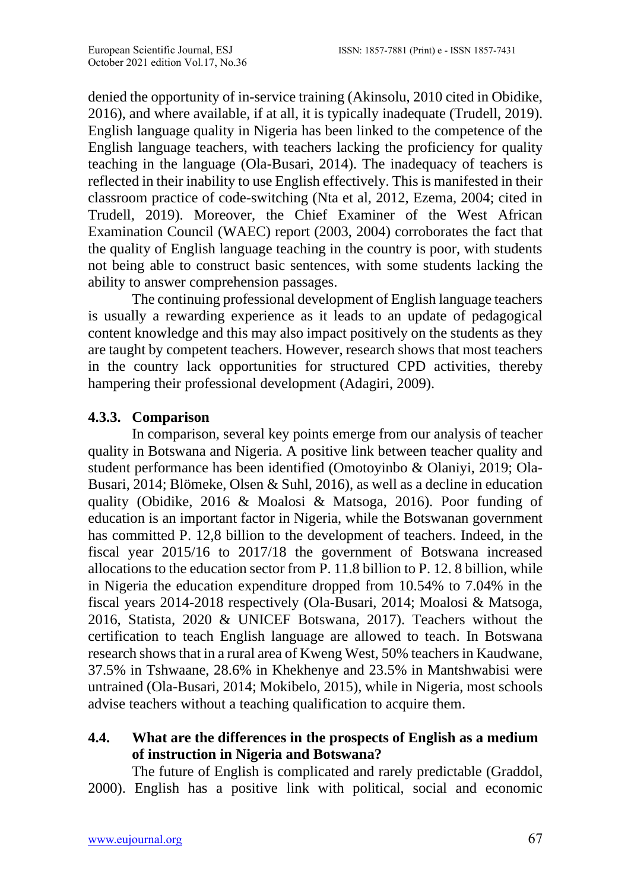denied the opportunity of in-service training (Akinsolu, 2010 cited in Obidike, 2016), and where available, if at all, it is typically inadequate (Trudell, 2019). English language quality in Nigeria has been linked to the competence of the English language teachers, with teachers lacking the proficiency for quality teaching in the language (Ola-Busari, 2014). The inadequacy of teachers is reflected in their inability to use English effectively. This is manifested in their classroom practice of code-switching (Nta et al, 2012, Ezema, 2004; cited in Trudell, 2019). Moreover, the Chief Examiner of the West African Examination Council (WAEC) report (2003, 2004) corroborates the fact that the quality of English language teaching in the country is poor, with students not being able to construct basic sentences, with some students lacking the ability to answer comprehension passages.

The continuing professional development of English language teachers is usually a rewarding experience as it leads to an update of pedagogical content knowledge and this may also impact positively on the students as they are taught by competent teachers. However, research shows that most teachers in the country lack opportunities for structured CPD activities, thereby hampering their professional development (Adagiri, 2009).

### 4.3.3. Comparison

In comparison, several key points emerge from our analysis of teacher quality in Botswana and Nigeria. A positive link between teacher quality and student performance has been identified (Omotoyinbo & Olaniyi, 2019; Ola-Busari, 2014; Blömeke, Olsen & Suhl, 2016), as well as a decline in education quality (Obidike, 2016 & Moalosi & Matsoga, 2016). Poor funding of education is an important factor in Nigeria, while the Botswanan government has committed P. 12,8 billion to the development of teachers. Indeed, in the fiscal year 2015/16 to 2017/18 the government of Botswana increased allocations to the education sector from P. 11.8 billion to P. 12. 8 billion, while in Nigeria the education expenditure dropped from 10.54% to 7.04% in the fiscal years 2014-2018 respectively (Ola-Busari, 2014; Moalosi & Matsoga, 2016, Statista, 2020 & UNICEF Botswana, 2017). Teachers without the certification to teach English language are allowed to teach. In Botswana research shows that in a rural area of Kweng West, 50% teachers in Kaudwane, 37.5% in Tshwaane, 28.6% in Khekhenye and 23.5% in Mantshwabisi were untrained (Ola-Busari, 2014; Mokibelo, 2015), while in Nigeria, most schools advise teachers without a teaching qualification to acquire them.

## 4.4. What are the differences in the prospects of English as a medium of instruction in Nigeria and Botswana?

The future of English is complicated and rarely predictable (Graddol, 2000). English has a positive link with political, social and economic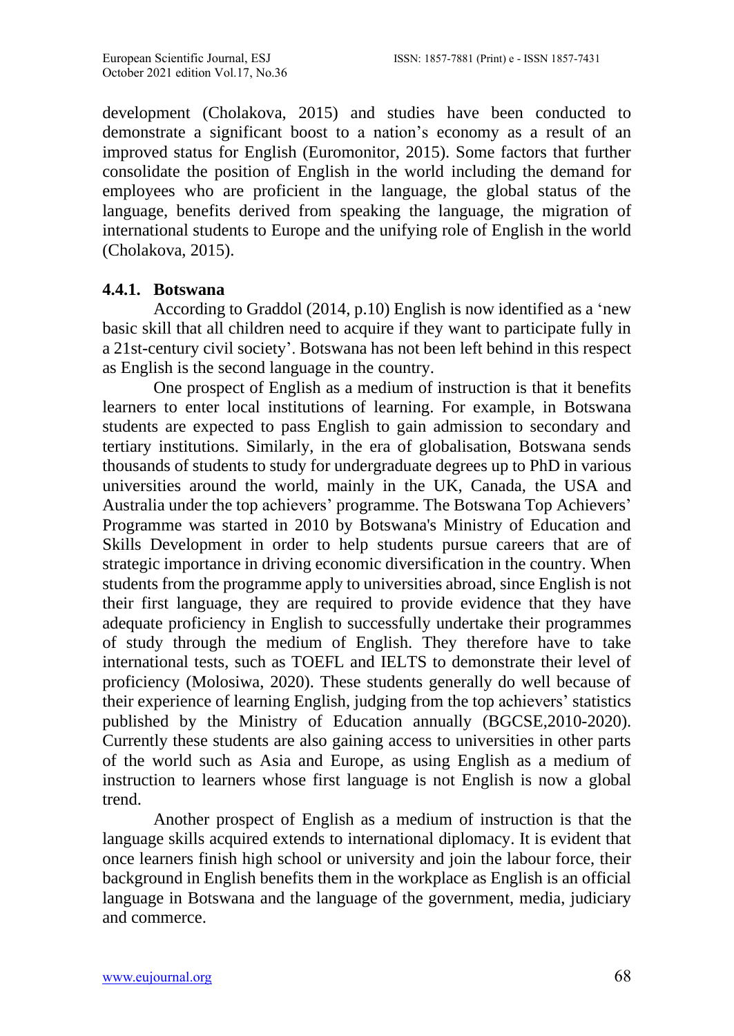development (Cholakova, 2015) and studies have been conducted to demonstrate a significant boost to a nation's economy as a result of an improved status for English (Euromonitor, 2015). Some factors that further consolidate the position of English in the world including the demand for employees who are proficient in the language, the global status of the language, benefits derived from speaking the language, the migration of international students to Europe and the unifying role of English in the world (Cholakova, 2015).

### 4.4.1. Botswana

According to Graddol (2014, p.10) English is now identified as a 'new basic skill that all children need to acquire if they want to participate fully in a 21st-century civil society'. Botswana has not been left behind in this respect as English is the second language in the country.

One prospect of English as a medium of instruction is that it benefits learners to enter local institutions of learning. For example, in Botswana students are expected to pass English to gain admission to secondary and tertiary institutions. Similarly, in the era of globalisation, Botswana sends thousands of students to study for undergraduate degrees up to PhD in various universities around the world, mainly in the UK, Canada, the USA and Australia under the top achievers' programme. The Botswana Top Achievers' Programme was started in 2010 by Botswana's Ministry of Education and Skills Development in order to help students pursue careers that are of strategic importance in driving economic diversification in the country. When students from the programme apply to universities abroad, since English is not their first language, they are required to provide evidence that they have adequate proficiency in English to successfully undertake their programmes of study through the medium of English. They therefore have to take international tests, such as TOEFL and IELTS to demonstrate their level of proficiency (Molosiwa, 2020). These students generally do well because of their experience of learning English, judging from the top achievers' statistics published by the Ministry of Education annually (BGCSE,2010-2020). Currently these students are also gaining access to universities in other parts of the world such as Asia and Europe, as using English as a medium of instruction to learners whose first language is not English is now a global trend.

Another prospect of English as a medium of instruction is that the language skills acquired extends to international diplomacy. It is evident that once learners finish high school or university and join the labour force, their background in English benefits them in the workplace as English is an official language in Botswana and the language of the government, media, judiciary and commerce.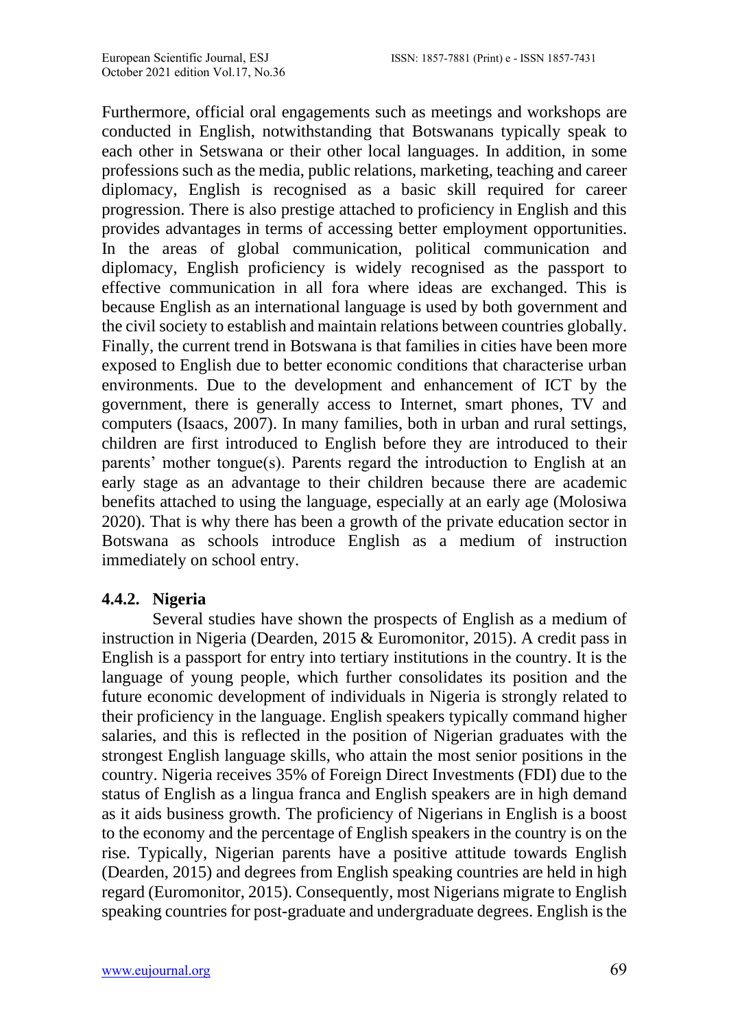Furthermore, official oral engagements such as meetings and workshops are conducted in English, notwithstanding that Botswanans typically speak to each other in Setswana or their other local languages. In addition, in some professions such as the media, public relations, marketing, teaching and career diplomacy, English is recognised as a basic skill required for career progression. There is also prestige attached to proficiency in English and this provides advantages in terms of accessing better employment opportunities. In the areas of global communication, political communication and diplomacy, English proficiency is widely recognised as the passport to effective communication in all fora where ideas are exchanged. This is because English as an international language is used by both government and the civil society to establish and maintain relations between countries globally. Finally, the current trend in Botswana is that families in cities have been more exposed to English due to better economic conditions that characterise urban environments. Due to the development and enhancement of ICT by the government, there is generally access to Internet, smart phones, TV and computers (Isaacs, 2007). In many families, both in urban and rural settings, children are first introduced to English before they are introduced to their parents' mother tongue(s). Parents regard the introduction to English at an early stage as an advantage to their children because there are academic benefits attached to using the language, especially at an early age (Molosiwa 2020). That is why there has been a growth of the private education sector in Botswana as schools introduce English as a medium of instruction immediately on school entry.

#### 4.4.2. Nigeria

Several studies have shown the prospects of English as a medium of instruction in Nigeria (Dearden, 2015 & Euromonitor, 2015). A credit pass in English is a passport for entry into tertiary institutions in the country. It is the language of young people, which further consolidates its position and the future economic development of individuals in Nigeria is strongly related to their proficiency in the language. English speakers typically command higher salaries, and this is reflected in the position of Nigerian graduates with the strongest English language skills, who attain the most senior positions in the country. Nigeria receives 35% of Foreign Direct Investments (FDI) due to the status of English as a lingua franca and English speakers are in high demand as it aids business growth. The proficiency of Nigerians in English is a boost to the economy and the percentage of English speakers in the country is on the rise. Typically, Nigerian parents have a positive attitude towards English (Dearden, 2015) and degrees from English speaking countries are held in high regard (Euromonitor, 2015). Consequently, most Nigerians migrate to English speaking countries for post-graduate and undergraduate degrees. English is the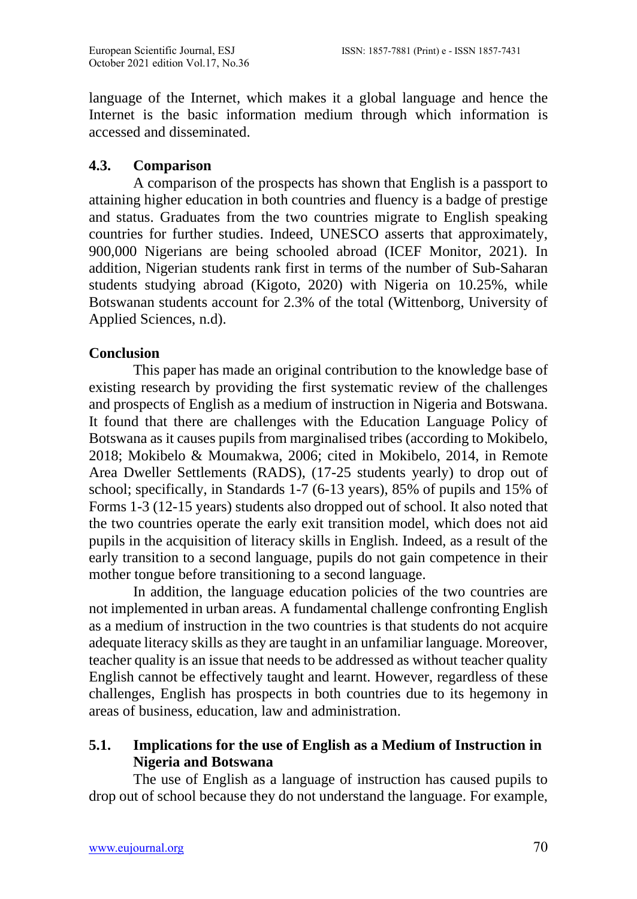language of the Internet, which makes it a global language and hence the Internet is the basic information medium through which information is accessed and disseminated.

### 4.3. Comparison

A comparison of the prospects has shown that English is a passport to attaining higher education in both countries and fluency is a badge of prestige and status. Graduates from the two countries migrate to English speaking countries for further studies. Indeed, UNESCO asserts that approximately, 900,000 Nigerians are being schooled abroad (ICEF Monitor, 2021). In addition, Nigerian students rank first in terms of the number of Sub-Saharan students studying abroad (Kigoto, 2020) with Nigeria on 10.25%, while Botswanan students account for 2.3% of the total (Wittenborg, University of Applied Sciences, n.d).

## Conclusion

This paper has made an original contribution to the knowledge base of existing research by providing the first systematic review of the challenges and prospects of English as a medium of instruction in Nigeria and Botswana. It found that there are challenges with the Education Language Policy of Botswana as it causes pupils from marginalised tribes (according to Mokibelo, 2018; Mokibelo & Moumakwa, 2006; cited in Mokibelo, 2014, in Remote Area Dweller Settlements (RADS), (17-25 students yearly) to drop out of school; specifically, in Standards 1-7 (6-13 years), 85% of pupils and 15% of Forms 1-3 (12-15 years) students also dropped out of school. It also noted that the two countries operate the early exit transition model, which does not aid pupils in the acquisition of literacy skills in English. Indeed, as a result of the early transition to a second language, pupils do not gain competence in their mother tongue before transitioning to a second language.

In addition, the language education policies of the two countries are not implemented in urban areas. A fundamental challenge confronting English as a medium of instruction in the two countries is that students do not acquire adequate literacy skills as they are taught in an unfamiliar language. Moreover, teacher quality is an issue that needs to be addressed as without teacher quality English cannot be effectively taught and learnt. However, regardless of these challenges, English has prospects in both countries due to its hegemony in areas of business, education, law and administration.

### 5.1. Implications for the use of English as a Medium of Instruction in Nigeria and Botswana

The use of English as a language of instruction has caused pupils to drop out of school because they do not understand the language. For example,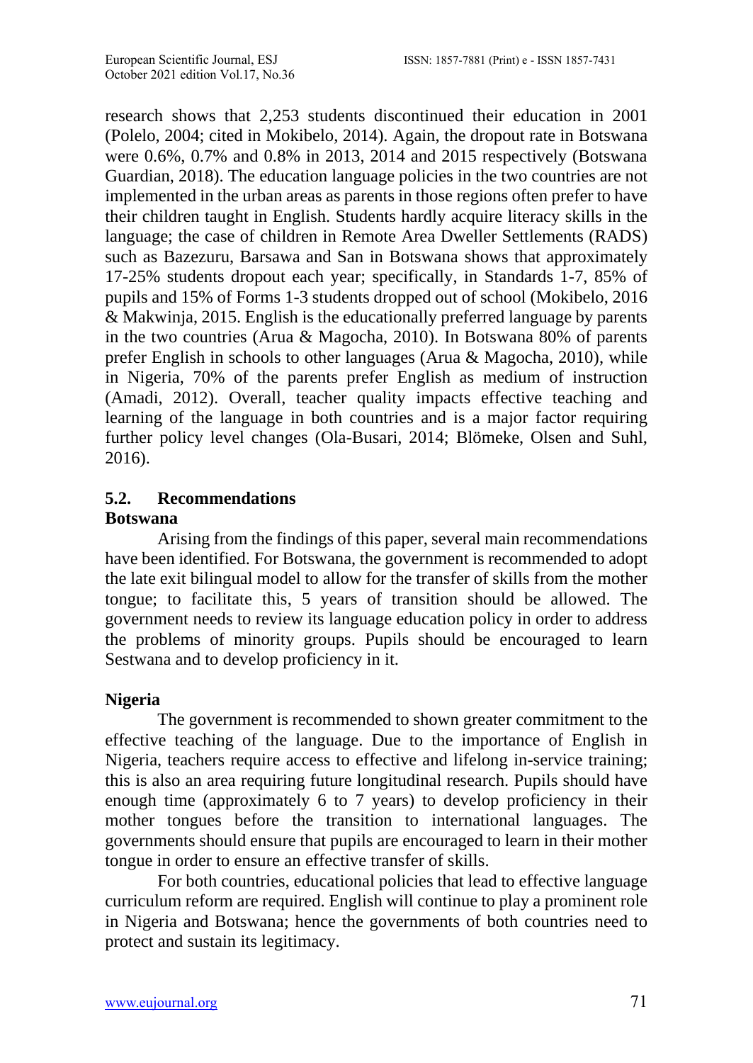research shows that 2,253 students discontinued their education in 2001 (Polelo, 2004; cited in Mokibelo, 2014). Again, the dropout rate in Botswana were 0.6%, 0.7% and 0.8% in 2013, 2014 and 2015 respectively (Botswana Guardian, 2018). The education language policies in the two countries are not implemented in the urban areas as parents in those regions often prefer to have their children taught in English. Students hardly acquire literacy skills in the language; the case of children in Remote Area Dweller Settlements (RADS) such as Bazezuru, Barsawa and San in Botswana shows that approximately 17-25% students dropout each year; specifically, in Standards 1-7, 85% of pupils and 15% of Forms 1-3 students dropped out of school (Mokibelo, 2016 & Makwinja, 2015. English is the educationally preferred language by parents in the two countries (Arua & Magocha, 2010). In Botswana 80% of parents prefer English in schools to other languages (Arua & Magocha, 2010), while in Nigeria, 70% of the parents prefer English as medium of instruction (Amadi, 2012). Overall, teacher quality impacts effective teaching and learning of the language in both countries and is a major factor requiring further policy level changes (Ola-Busari, 2014; Blömeke, Olsen and Suhl, 2016).

## 5.2. Recommendations

**Botswana**

Arising from the findings of this paper, several main recommendations have been identified. For Botswana, the government is recommended to adopt the late exit bilingual model to allow for the transfer of skills from the mother tongue; to facilitate this, 5 years of transition should be allowed. The government needs to review its language education policy in order to address the problems of minority groups. Pupils should be encouraged to learn Sestwana and to develop proficiency in it.

**Nigeria**

The government is recommended to shown greater commitment to the effective teaching of the language. Due to the importance of English in Nigeria, teachers require access to effective and lifelong in-service training; this is also an area requiring future longitudinal research. Pupils should have enough time (approximately 6 to 7 years) to develop proficiency in their mother tongues before the transition to international languages. The governments should ensure that pupils are encouraged to learn in their mother tongue in order to ensure an effective transfer of skills.

For both countries, educational policies that lead to effective language curriculum reform are required. English will continue to play a prominent role in Nigeria and Botswana; hence the governments of both countries need to protect and sustain its legitimacy.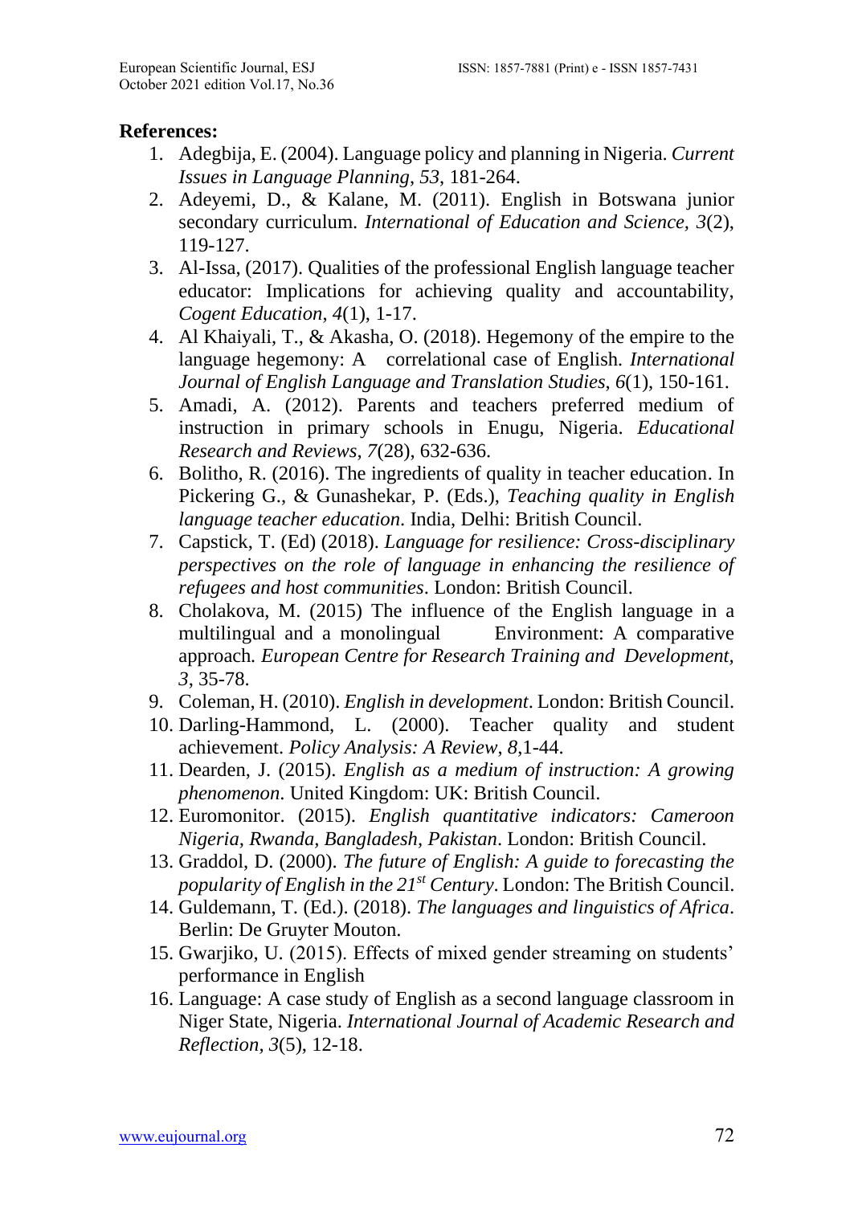**References:**

1. Adegbija, E. (2004). Language policy and planning in Nigeria. *Current Issues in Language Planning*, *53*, 181-264.
2. Adeyemi, D., & Kalane, M. (2011). English in Botswana junior secondary curriculum. *International of Education and Science, 3*(2), 119-127.
3. Al-Issa, (2017). Qualities of the professional English language teacher educator: Implications for achieving quality and accountability, *Cogent Education*, *4*(1), 1-17.
4. Al Khaiyali, T., & Akasha, O. (2018). Hegemony of the empire to the language hegemony: A correlational case of English. *International Journal of English Language and Translation Studies*, *6*(1), 150-161.
5. Amadi, A. (2012). Parents and teachers preferred medium of instruction in primary schools in Enugu, Nigeria. *Educational Research and Reviews*, *7*(28), 632-636.
6. Bolitho, R. (2016). The ingredients of quality in teacher education. In Pickering G., & Gunashekar, P. (Eds.), *Teaching quality in English language teacher education*. India, Delhi: British Council.
7. Capstick, T. (Ed) (2018). *Language for resilience: Cross-disciplinary perspectives on the role of language in enhancing the resilience of refugees and host communities*. London: British Council.
8. Cholakova, M. (2015) The influence of the English language in a multilingual and a monolingual Environment: A comparative approach*. European Centre for Research Training and Development*, *3*, 35-78.
9. Coleman, H. (2010). *English in development*. London: British Council.
10. Darling-Hammond, L. (2000). Teacher quality and student achievement. *Policy Analysis: A Review*, *8*,1-44.
11. Dearden, J. (2015). *English as a medium of instruction: A growing phenomenon.* United Kingdom: UK: British Council.
12. Euromonitor. (2015). *English quantitative indicators: Cameroon Nigeria, Rwanda, Bangladesh, Pakistan*. London: British Council.
13. Graddol, D. (2000). *The future of English: A guide to forecasting the popularity of English in the 21st Century*. London: The British Council.
14. Guldemann, T. (Ed.). (2018). *The languages and linguistics of Africa*. Berlin: De Gruyter Mouton.
15. Gwarjiko, U. (2015). Effects of mixed gender streaming on students' performance in English
16. Language: A case study of English as a second language classroom in Niger State, Nigeria. *International Journal of Academic Research and Reflection*, *3*(5), 12-18.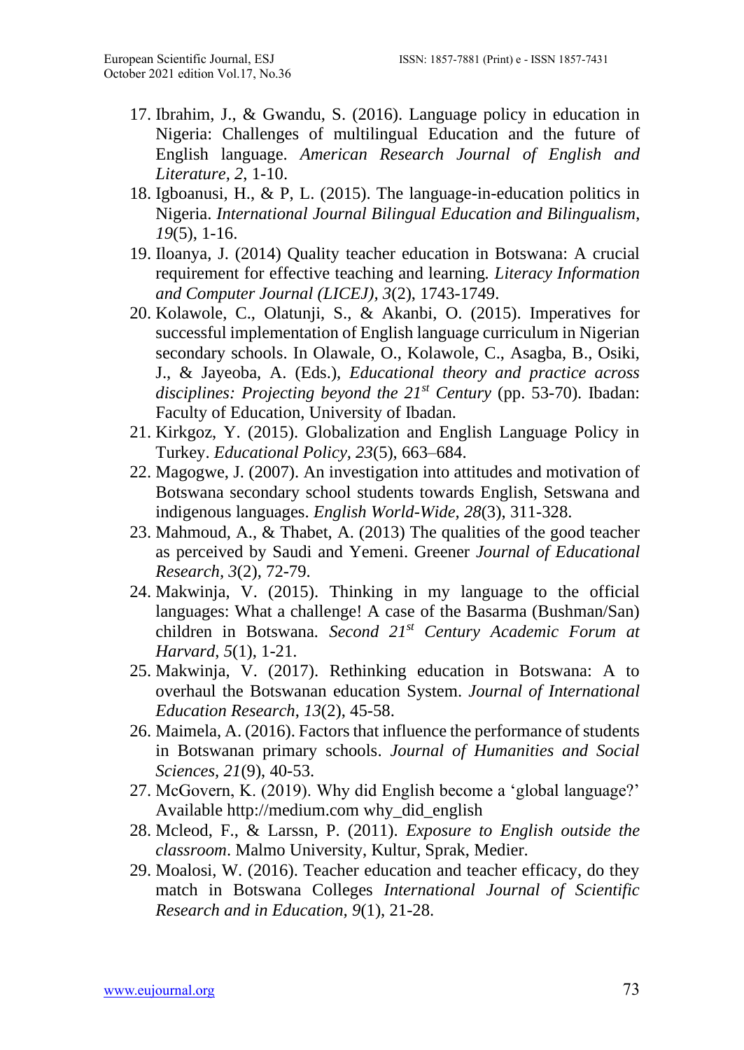17. Ibrahim, J., & Gwandu, S. (2016). Language policy in education in Nigeria: Challenges of multilingual Education and the future of English language. *American Research Journal of English and Literature, 2,* 1-10.
18. Igboanusi, H., & P, L. (2015). The language-in-education politics in Nigeria. *International Journal Bilingual Education and Bilingualism*, *19*(5), 1-16.
19. Iloanya, J. (2014) Quality teacher education in Botswana: A crucial requirement for effective teaching and learning. *Literacy Information and Computer Journal (LICEJ), 3*(2), 1743-1749.
20. Kolawole, C., Olatunji, S., & Akanbi, O. (2015). Imperatives for successful implementation of English language curriculum in Nigerian secondary schools. In Olawale, O., Kolawole, C., Asagba, B., Osiki, J., & Jayeoba, A. (Eds.), *Educational theory and practice across disciplines: Projecting beyond the 21st Century* (pp. 53-70). Ibadan: Faculty of Education, University of Ibadan.
21. Kirkgoz, Y. (2015). Globalization and English Language Policy in Turkey. *Educational Policy, 23*(5), 663–684.
22. Magogwe, J. (2007). An investigation into attitudes and motivation of Botswana secondary school students towards English, Setswana and indigenous languages. *English World-Wide, 28*(3), 311-328.
23. Mahmoud, A., & Thabet, A. (2013) The qualities of the good teacher as perceived by Saudi and Yemeni. Greener *Journal of Educational Research, 3*(2), 72-79.
24. Makwinja, V. (2015). Thinking in my language to the official languages: What a challenge! A case of the Basarma (Bushman/San) children in Botswana. *Second 21st Century Academic Forum at Harvard*, *5*(1), 1-21.
25. Makwinja, V. (2017). Rethinking education in Botswana: A to overhaul the Botswanan education System. *Journal of International Education Research*, *13*(2), 45-58.
26. Maimela, A. (2016). Factors that influence the performance of students in Botswanan primary schools. *Journal of Humanities and Social Sciences*, *21*(9), 40-53.
27. McGovern, K. (2019). Why did English become a 'global language?' Available http://medium.com why_did_english
28. Mcleod, F., & Larssn, P. (2011). *Exposure to English outside the classroom*. Malmo University, Kultur, Sprak, Medier.
29. Moalosi, W. (2016). Teacher education and teacher efficacy, do they match in Botswana Colleges *International Journal of Scientific Research and in Education, 9*(1), 21-28.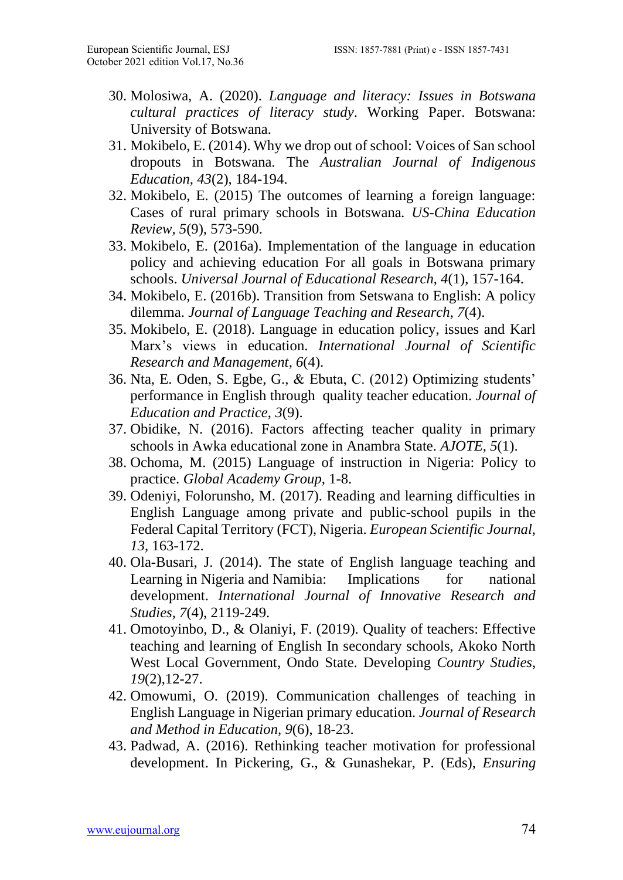30. Molosiwa, A. (2020). *Language and literacy: Issues in Botswana cultural practices of literacy study*. Working Paper. Botswana: University of Botswana.
31. Mokibelo, E. (2014). Why we drop out of school: Voices of San school dropouts in Botswana. The *Australian Journal of Indigenous Education, 43*(2), 184-194.
32. Mokibelo, E. (2015) The outcomes of learning a foreign language: Cases of rural primary schools in Botswana*. US-China Education Review, 5*(9), 573-590.
33. Mokibelo, E. (2016a). Implementation of the language in education policy and achieving education For all goals in Botswana primary schools. *Universal Journal of Educational Research, 4*(1), 157-164.
34. Mokibelo, E. (2016b). Transition from Setswana to English: A policy dilemma. *Journal of Language Teaching and Research, 7*(4).
35. Mokibelo, E. (2018). Language in education policy, issues and Karl Marx's views in education*. International Journal of Scientific Research and Management*, *6*(4).
36. Nta, E. Oden, S. Egbe, G., & Ebuta, C. (2012) Optimizing students' performance in English through quality teacher education. *Journal of Education and Practice*, *3*(9).
37. Obidike, N. (2016). Factors affecting teacher quality in primary schools in Awka educational zone in Anambra State. *AJOTE*, *5*(1).
38. Ochoma, M. (2015) Language of instruction in Nigeria: Policy to practice. *Global Academy Group,* 1-8.
39. Odeniyi, Folorunsho, M. (2017). Reading and learning difficulties in English Language among private and public-school pupils in the Federal Capital Territory (FCT), Nigeria. *European Scientific Journal, 13*, 163-172.
40. Ola-Busari, J. (2014). The state of English language teaching and Learning in Nigeria and Namibia: Implications for national development. *International Journal of Innovative Research and Studies, 7*(4), 2119-249.
41. Omotoyinbo, D., & Olaniyi, F. (2019). Quality of teachers: Effective teaching and learning of English In secondary schools, Akoko North West Local Government, Ondo State. Developing *Country Studies*, *19*(2),12-27.
42. Omowumi, O. (2019). Communication challenges of teaching in English Language in Nigerian primary education. *Journal of Research and Method in Education, 9*(6), 18-23.
43. Padwad, A. (2016). Rethinking teacher motivation for professional development. In Pickering, G., & Gunashekar, P. (Eds), *Ensuring*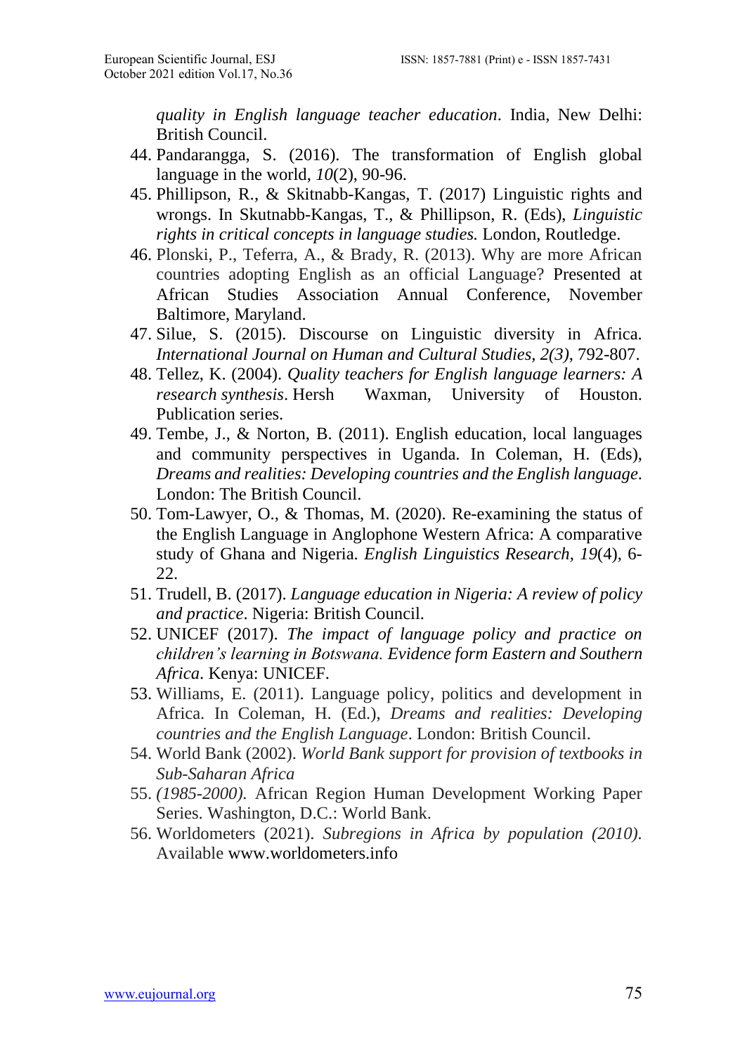*quality in English language teacher education*. India, New Delhi: British Council.

44. Pandarangga, S. (2016). The transformation of English global language in the world, *10*(2), 90-96.
45. Phillipson, R., & Skitnabb-Kangas, T. (2017) Linguistic rights and wrongs. In Skutnabb-Kangas, T., & Phillipson, R. (Eds), *Linguistic rights in critical concepts in language studies.* London, Routledge.
46. Plonski, P., Teferra, A., & Brady, R. (2013). Why are more African countries adopting English as an official Language? Presented at African Studies Association Annual Conference, November Baltimore, Maryland.
47. Silue, S. (2015). Discourse on Linguistic diversity in Africa. *International Journal on Human and Cultural Studies, 2(3)*, 792-807.
48. Tellez, K. (2004). *Quality teachers for English language learners: A research synthesis*. Hersh Waxman, University of Houston. Publication series.
49. Tembe, J., & Norton, B. (2011). English education, local languages and community perspectives in Uganda. In Coleman, H. (Eds), *Dreams and realities: Developing countries and the English language*. London: The British Council.
50. Tom-Lawyer, O., & Thomas, M. (2020). Re-examining the status of the English Language in Anglophone Western Africa: A comparative study of Ghana and Nigeria. *English Linguistics Research, 19*(4), 6-22.
51. Trudell, B. (2017). *Language education in Nigeria: A review of policy and practice*. Nigeria: British Council.
52. UNICEF (2017). *The impact of language policy and practice on children's learning in Botswana. Evidence form Eastern and Southern Africa*. Kenya: UNICEF.
53. Williams, E. (2011). Language policy, politics and development in Africa. In Coleman, H. (Ed.), *Dreams and realities: Developing countries and the English Language*. London: British Council.
54. World Bank (2002). *World Bank support for provision of textbooks in Sub-Saharan Africa*
55. *(1985-2000).* African Region Human Development Working Paper Series. Washington, D.C.: World Bank.
56. Worldometers (2021). *Subregions in Africa by population (2010).* Available www.worldometers.info